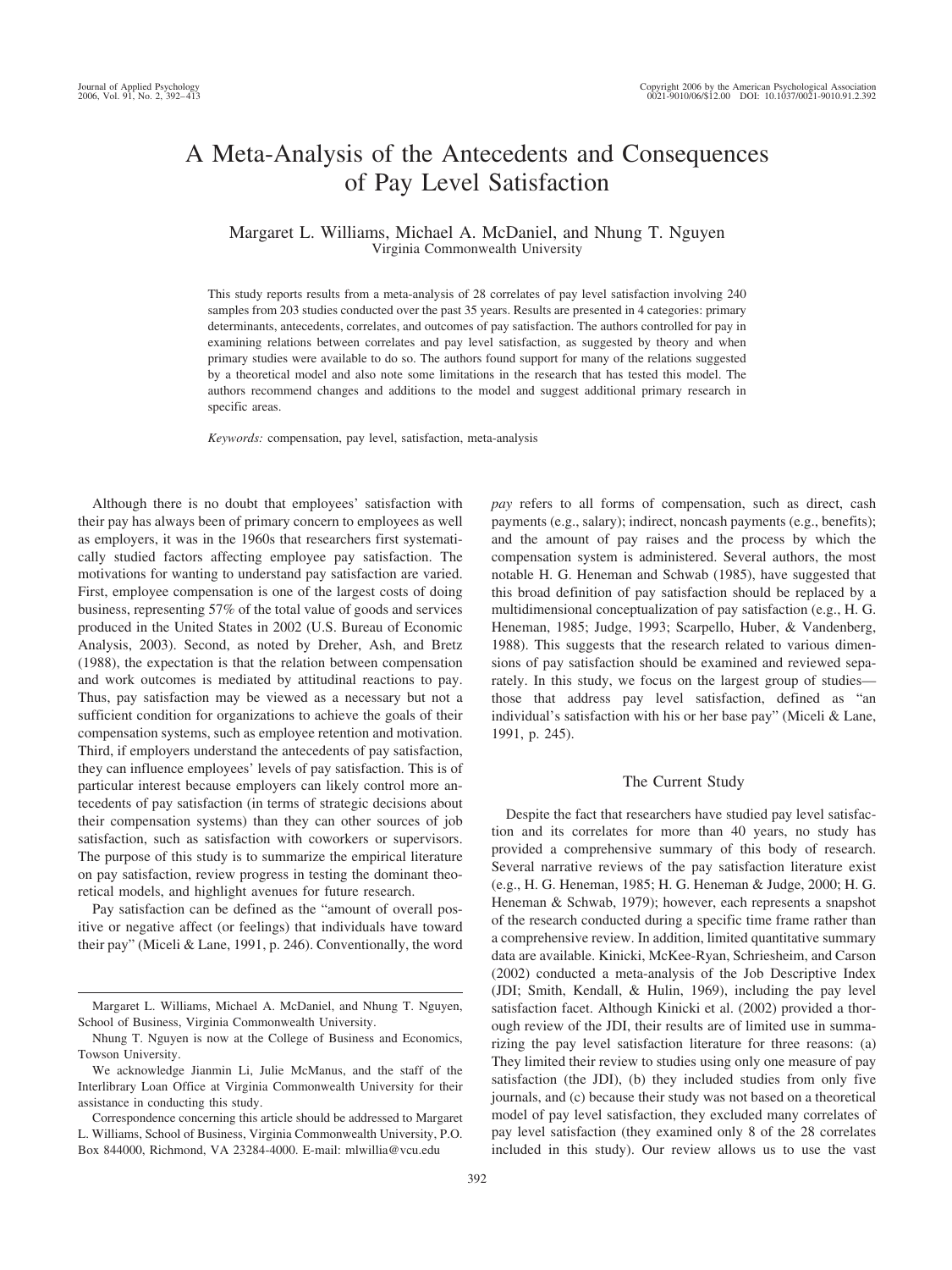# A Meta-Analysis of the Antecedents and Consequences of Pay Level Satisfaction

Margaret L. Williams, Michael A. McDaniel, and Nhung T. Nguyen
Virginia Commonwealth University

This study reports results from a meta-analysis of 28 correlates of pay level satisfaction involving 240 samples from 203 studies conducted over the past 35 years. Results are presented in 4 categories: primary determinants, antecedents, correlates, and outcomes of pay satisfaction. The authors controlled for pay in examining relations between correlates and pay level satisfaction, as suggested by theory and when primary studies were available to do so. The authors found support for many of the relations suggested by a theoretical model and also note some limitations in the research that has tested this model. The authors recommend changes and additions to the model and suggest additional primary research in specific areas.

*Keywords:* compensation, pay level, satisfaction, meta-analysis

Although there is no doubt that employees' satisfaction with their pay has always been of primary concern to employees as well as employers, it was in the 1960s that researchers first systematically studied factors affecting employee pay satisfaction. The motivations for wanting to understand pay satisfaction are varied. First, employee compensation is one of the largest costs of doing business, representing 57% of the total value of goods and services produced in the United States in 2002 (U.S. Bureau of Economic Analysis, 2003). Second, as noted by Dreher, Ash, and Bretz (1988), the expectation is that the relation between compensation and work outcomes is mediated by attitudinal reactions to pay. Thus, pay satisfaction may be viewed as a necessary but not a sufficient condition for organizations to achieve the goals of their compensation systems, such as employee retention and motivation. Third, if employers understand the antecedents of pay satisfaction, they can influence employees' levels of pay satisfaction. This is of particular interest because employers can likely control more antecedents of pay satisfaction (in terms of strategic decisions about their compensation systems) than they can other sources of job satisfaction, such as satisfaction with coworkers or supervisors. The purpose of this study is to summarize the empirical literature on pay satisfaction, review progress in testing the dominant theoretical models, and highlight avenues for future research.

Pay satisfaction can be defined as the "amount of overall positive or negative affect (or feelings) that individuals have toward their pay" (Miceli & Lane, 1991, p. 246). Conventionally, the word *pay* refers to all forms of compensation, such as direct, cash payments (e.g., salary); indirect, noncash payments (e.g., benefits); and the amount of pay raises and the process by which the compensation system is administered. Several authors, the most notable H. G. Heneman and Schwab (1985), have suggested that this broad definition of pay satisfaction should be replaced by a multidimensional conceptualization of pay satisfaction (e.g., H. G. Heneman, 1985; Judge, 1993; Scarpello, Huber, & Vandenberg, 1988). This suggests that the research related to various dimensions of pay satisfaction should be examined and reviewed separately. In this study, we focus on the largest group of studies—those that address pay level satisfaction, defined as "an individual's satisfaction with his or her base pay" (Miceli & Lane, 1991, p. 245).

## The Current Study

Despite the fact that researchers have studied pay level satisfaction and its correlates for more than 40 years, no study has provided a comprehensive summary of this body of research. Several narrative reviews of the pay satisfaction literature exist (e.g., H. G. Heneman & Judge, 2000; H. G. Heneman & Schwab, 1979); however, each represents a snapshot of the research conducted during a specific time frame rather than a comprehensive review. In addition, limited quantitative summary data are available. Kinicki, McKee-Ryan, Schriesheim, and Carson (2002) conducted a meta-analysis of the Job Descriptive Index (JDI; Smith, Kendall, & Hulin, 1969), including the pay level satisfaction facet. Although Kinicki et al. (2002) provided a thorough review of the JDI, their results are of limited use in summarizing the pay level satisfaction literature for three reasons: (a) They limited their review to studies using only one measure of pay satisfaction (the JDI), (b) they included studies from only five journals, and (c) because their study was not based on a theoretical model of pay level satisfaction, they excluded many correlates of pay level satisfaction (they examined only 8 of the 28 correlates included in this study). Our review allows us to use the vast

---

Margaret L. Williams, Michael A. McDaniel, and Nhung T. Nguyen, School of Business, Virginia Commonwealth University.

Nhung T. Nguyen is now at the College of Business and Economics, Towson University.

We acknowledge Jianmin Li, Julie McManus, and the staff of the Interlibrary Loan Office at Virginia Commonwealth University for their assistance in conducting this study.

Correspondence concerning this article should be addressed to Margaret L. Williams, School of Business, Virginia Commonwealth University, P.O. Box 844000, Richmond, VA 23284-4000. E-mail: mlwillia@vcu.edu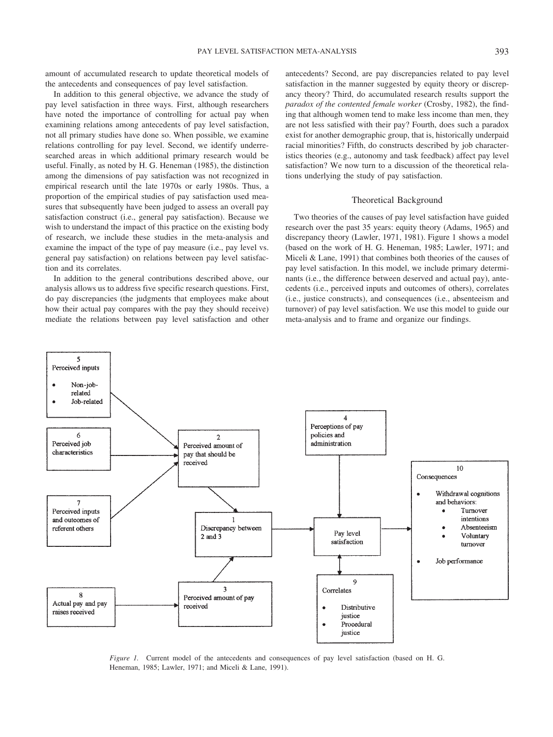amount of accumulated research to update theoretical models of the antecedents and consequences of pay level satisfaction.

In addition to this general objective, we advance the study of pay level satisfaction in three ways. First, although researchers have noted the importance of controlling for actual pay when examining relations among antecedents of pay level satisfaction, not all primary studies have done so. When possible, we examine relations controlling for pay level. Second, we identify underresearched areas in which additional primary research would be useful. Finally, as noted by H. G. Heneman (1985), the distinction among the dimensions of pay satisfaction was not recognized in empirical research until the late 1970s or early 1980s. Thus, a proportion of the empirical studies of pay satisfaction used measures that subsequently have been judged to assess an overall pay satisfaction construct (i.e., general pay satisfaction). Because we wish to understand the impact of this practice on the existing body of research, we include these studies in the meta-analysis and examine the impact of the type of pay measure (i.e., pay level vs. general pay satisfaction) on relations between pay level satisfaction and its correlates.

In addition to the general contributions described above, our analysis allows us to address five specific research questions. First, do pay discrepancies (the judgments that employees make about how their actual pay compares with the pay they should receive) mediate the relations between pay level satisfaction and other antecedents? Second, are pay discrepancies related to pay level satisfaction in the manner suggested by equity theory or discrepancy theory? Third, do accumulated research results support the *paradox of the contented female worker* (Crosby, 1982), the finding that although women tend to make less income than men, they are not less satisfied with their pay? Fourth, does such a paradox exist for another demographic group, that is, historically underpaid racial minorities? Fifth, do constructs described by job characteristics theories (e.g., autonomy and task feedback) affect pay level satisfaction? We now turn to a discussion of the theoretical relations underlying the study of pay satisfaction.

## Theoretical Background

Two theories of the causes of pay level satisfaction have guided research over the past 35 years: equity theory (Adams, 1965) and discrepancy theory (Lawler, 1971, 1981). Figure 1 shows a model (based on the work of H. G. Heneman, 1985; Lawler, 1971; and Miceli & Lane, 1991) that combines both theories of the causes of pay level satisfaction. In this model, we include primary determinants (i.e., the difference between deserved and actual pay), antecedents (i.e., perceived inputs and outcomes of others), correlates (i.e., justice constructs), and consequences (i.e., absenteeism and turnover) of pay level satisfaction. We use this model to guide our meta-analysis and to frame and organize our findings.

5
Perceived inputs
- Non-job-related
- Job-related

6
Perceived job characteristics

7
Perceived inputs and outcomes of referent others

2
Perceived amount of pay that should be received

4
Perceptions of pay policies and administration

1
Discrepancy between 2 and 3

Pay level satisfaction

10
Consequences
- Withdrawal cognitions and behaviors:
  - Turnover intentions
  - Absenteeism
  - Voluntary turnover
- Job performance

8
Actual pay and pay raises received

3
Perceived amount of pay received

9
Correlates
- Distributive justice
- Procedural justice

*Figure 1.* Current model of the antecedents and consequences of pay level satisfaction (based on H. G. Heneman, 1985; Lawler, 1971; and Miceli & Lane, 1991).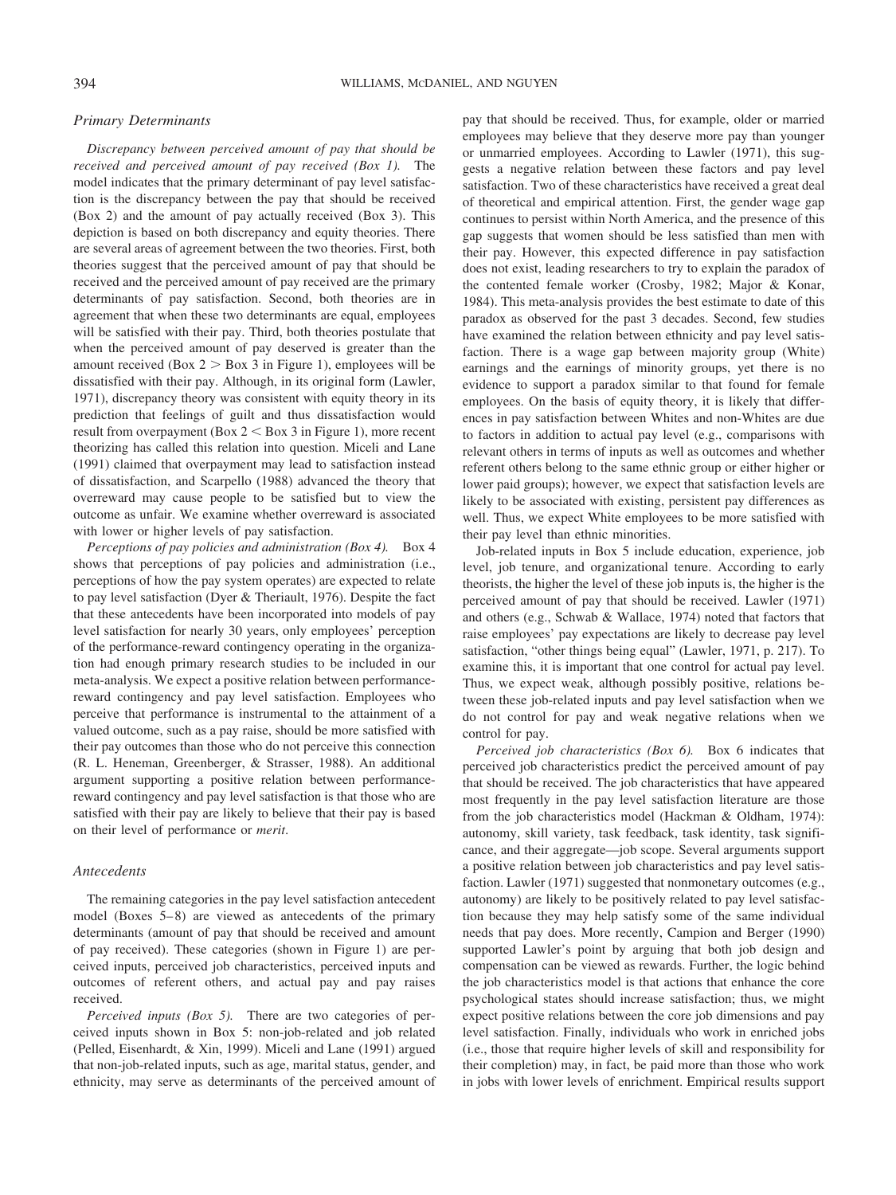### *Primary Determinants*

*Discrepancy between perceived amount of pay that should be received and perceived amount of pay received (Box 1).* The model indicates that the primary determinant of pay level satisfaction is the discrepancy between the pay that should be received (Box 2) and the amount of pay actually received (Box 3). This depiction is based on both discrepancy and equity theories. There are several areas of agreement between the two theories. First, both theories suggest that the perceived amount of pay that should be received and the perceived amount of pay received are the primary determinants of pay satisfaction. Second, both theories are in agreement that when these two determinants are equal, employees will be satisfied with their pay. Third, both theories postulate that when the perceived amount of pay deserved is greater than the amount received (Box 2 > Box 3 in Figure 1), employees will be dissatisfied with their pay. Although, in its original form (Lawler, 1971), discrepancy theory was consistent with equity theory in its prediction that feelings of guilt and thus dissatisfaction would result from overpayment (Box 2 < Box 3 in Figure 1), more recent theorizing has called this relation into question. Miceli and Lane (1991) claimed that overpayment may lead to satisfaction instead of dissatisfaction, and Scarpello (1988) advanced the theory that overreward may cause people to be satisfied but to view the outcome as unfair. We examine whether overreward is associated with lower or higher levels of pay satisfaction.

*Perceptions of pay policies and administration (Box 4).* Box 4 shows that perceptions of pay policies and administration (i.e., perceptions of how the pay system operates) are expected to relate to pay level satisfaction (Dyer & Theriault, 1976). Despite the fact that these antecedents have been incorporated into models of pay level satisfaction for nearly 30 years, only employees' perception of the performance-reward contingency operating in the organization had enough primary research studies to be included in our meta-analysis. We expect a positive relation between performance-reward contingency and pay level satisfaction. Employees who perceive that performance is instrumental to the attainment of a valued outcome, such as a pay raise, should be more satisfied with their pay outcomes than those who do not perceive this connection (R. L. Heneman, Greenberger, & Strasser, 1988). An additional argument supporting a positive relation between performance-reward contingency and pay level satisfaction is that those who are satisfied with their pay are likely to believe that their pay is based on their level of performance or *merit*.

### *Antecedents*

The remaining categories in the pay level satisfaction antecedent model (Boxes 5–8) are viewed as antecedents of the primary determinants (amount of pay that should be received and amount of pay received). These categories (shown in Figure 1) are perceived inputs, perceived job characteristics, perceived inputs and outcomes of referent others, and actual pay and pay raises received.

*Perceived inputs (Box 5).* There are two categories of perceived inputs shown in Box 5: non-job-related and job related (Pelled, Eisenhardt, & Xin, 1999). Miceli and Lane (1991) argued that non-job-related inputs, such as age, marital status, gender, and ethnicity, may serve as determinants of the perceived amount of pay that should be received. Thus, for example, older or married employees may believe that they deserve more pay than younger or unmarried employees. According to Lawler (1971), this suggests a negative relation between these factors and pay level satisfaction. Two of these characteristics have received a great deal of theoretical and empirical attention. First, the gender wage gap continues to persist within North America, and the presence of this gap suggests that women should be less satisfied than men with their pay. However, this expected difference in pay satisfaction does not exist, leading researchers to try to explain the paradox of the contented female worker (Crosby, 1982; Major & Konar, 1984). This meta-analysis provides the best estimate to date of this paradox as observed for the past 3 decades. Second, few studies have examined the relation between ethnicity and pay level satisfaction. There is a wage gap between majority group (White) earnings and the earnings of minority groups, yet there is no evidence to support a paradox similar to that found for female employees. On the basis of equity theory, it is likely that differences in pay satisfaction between Whites and non-Whites are due to factors in addition to actual pay level (e.g., comparisons with relevant others in terms of inputs as well as outcomes and whether referent others belong to the same ethnic group or either higher or lower paid groups); however, we expect that satisfaction levels are likely to be associated with existing, persistent pay differences as well. Thus, we expect White employees to be more satisfied with their pay level than ethnic minorities.

Job-related inputs in Box 5 include education, experience, job level, job tenure, and organizational tenure. According to early theorists, the higher the level of these job inputs is, the higher is the perceived amount of pay that should be received. Lawler (1971) and others (e.g., Schwab & Wallace, 1974) noted that factors that raise employees' pay expectations are likely to decrease pay level satisfaction, "other things being equal" (Lawler, 1971, p. 217). To examine this, it is important that one control for actual pay level. Thus, we expect weak, although possibly positive, relations between these job-related inputs and pay level satisfaction when we do not control for pay and weak negative relations when we control for pay.

*Perceived job characteristics (Box 6).* Box 6 indicates that perceived job characteristics predict the perceived amount of pay that should be received. The job characteristics that have appeared most frequently in the pay level satisfaction literature are those from the job characteristics model (Hackman & Oldham, 1974): autonomy, skill variety, task feedback, task identity, task significance, and their aggregate—job scope. Several arguments support a positive relation between job characteristics and pay level satisfaction. Lawler (1971) suggested that nonmonetary outcomes (e.g., autonomy) are likely to be positively related to pay level satisfaction because they may help satisfy some of the same individual needs that pay does. More recently, Campion and Berger (1990) supported Lawler's point by arguing that both job design and compensation can be viewed as rewards. Further, the logic behind the job characteristics model is that actions that enhance the core psychological states should increase satisfaction; thus, we might expect positive relations between the core job dimensions and pay level satisfaction. Finally, individuals who work in enriched jobs (i.e., those that require higher levels of skill and responsibility for their completion) may, in fact, be paid more than those who work in jobs with lower levels of enrichment. Empirical results support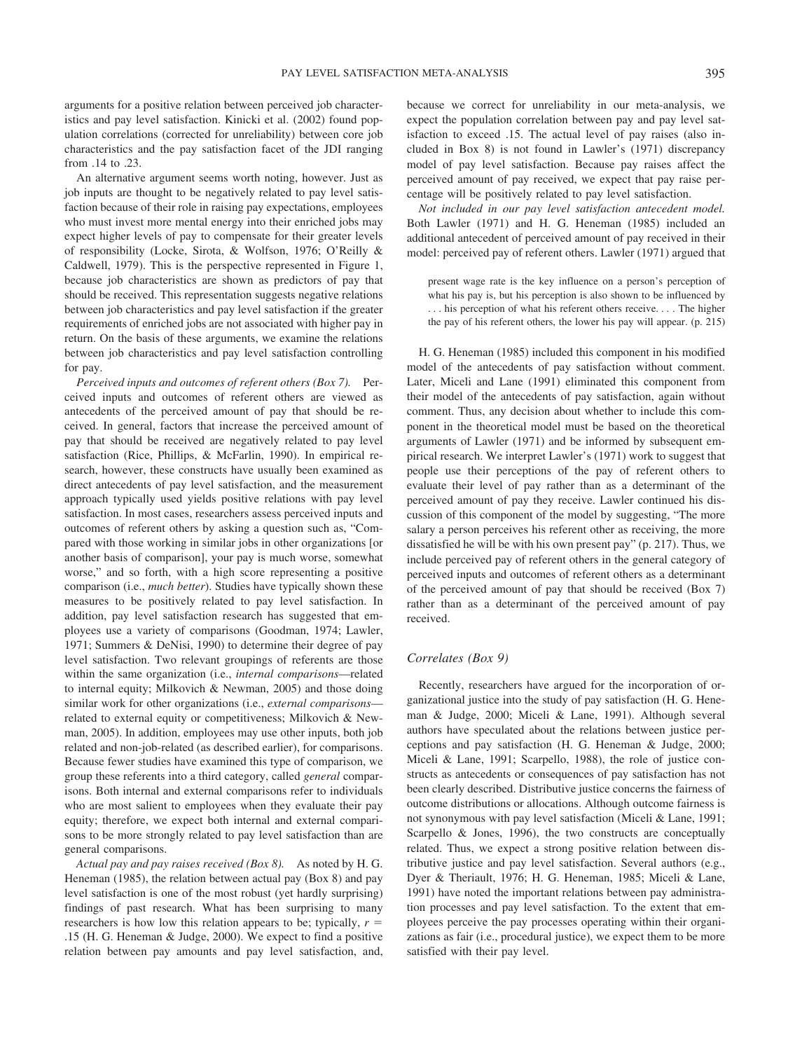arguments for a positive relation between perceived job characteristics and pay level satisfaction. Kinicki et al. (2002) found population correlations (corrected for unreliability) between core job characteristics and the pay satisfaction facet of the JDI ranging from .14 to .23.

An alternative argument seems worth noting, however. Just as job inputs are thought to be negatively related to pay level satisfaction because of their role in raising pay expectations, employees who must invest more mental energy into their enriched jobs may expect higher levels of pay to compensate for their greater levels of responsibility (Locke, Sirota, & Wolfson, 1976; O'Reilly & Caldwell, 1979). This is the perspective represented in Figure 1, because job characteristics are shown as predictors of pay that should be received. This representation suggests negative relations between job characteristics and pay level satisfaction if the greater requirements of enriched jobs are not associated with higher pay in return. On the basis of these arguments, we examine the relations between job characteristics and pay level satisfaction controlling for pay.

*Perceived inputs and outcomes of referent others (Box 7).* Perceived inputs and outcomes of referent others are viewed as antecedents of the perceived amount of pay that should be received. In general, factors that increase the perceived amount of pay that should be received are negatively related to pay level satisfaction (Rice, Phillips, & McFarlin, 1990). In empirical research, however, these constructs have usually been examined as direct antecedents of pay level satisfaction, and the measurement approach typically used yields positive relations with pay level satisfaction. In most cases, researchers assess perceived inputs and outcomes of referent others by asking a question such as, "Compared with those working in similar jobs in other organizations [or another basis of comparison], your pay is much worse, somewhat worse," and so forth, with a high score representing a positive comparison (i.e., *much better*). Studies have typically shown these measures to be positively related to pay level satisfaction. In addition, pay level satisfaction research has suggested that employees use a variety of comparisons (Goodman, 1974; Lawler, 1971; Summers & DeNisi, 1990) to determine their degree of pay level satisfaction. Two relevant groupings of referents are those within the same organization (i.e., *internal comparisons*—related to internal equity; Milkovich & Newman, 2005) and those doing similar work for other organizations (i.e., *external comparisons*—related to external equity or competitiveness; Milkovich & Newman, 2005). In addition, employees may use other inputs, both job related and non-job-related (as described earlier), for comparisons. Because fewer studies have examined this type of comparison, we group these referents into a third category, called *general* comparisons. Both internal and external comparisons refer to individuals who are most salient to employees when they evaluate their pay equity; therefore, we expect both internal and external comparisons to be more strongly related to pay level satisfaction than are general comparisons.

*Actual pay and pay raises received (Box 8).* As noted by H. G. Heneman (1985), the relation between actual pay (Box 8) and pay level satisfaction is one of the most robust (yet hardly surprising) findings of past research. What has been surprising to many researchers is how low this relation appears to be; typically, $r$ = .15 (H. G. Heneman & Judge, 2000). We expect to find a positive relation between pay amounts and pay level satisfaction, and, because we correct for unreliability in our meta-analysis, we expect the population correlation between pay and pay level satisfaction to exceed .15. The actual level of pay raises (also included in Box 8) is not found in Lawler's (1971) discrepancy model of pay level satisfaction. Because pay raises affect the perceived amount of pay received, we expect that pay raise percentage will be positively related to pay level satisfaction.

*Not included in our pay level satisfaction antecedent model.* Both Lawler (1971) and H. G. Heneman (1985) included an additional antecedent of perceived amount of pay received in their model: perceived pay of referent others. Lawler (1971) argued that

> present wage rate is the key influence on a person's perception of what his pay is, but his perception is also shown to be influenced by . . . his perception of what his referent others receive. . . . The higher the pay of his referent others, the lower his pay will appear. (p. 215)

H. G. Heneman (1985) included this component in his modified model of the antecedents of pay satisfaction without comment. Later, Miceli and Lane (1991) eliminated this component from their model of the antecedents of pay satisfaction, again without comment. Thus, any decision about whether to include this component in the theoretical model must be based on the theoretical arguments of Lawler (1971) and be informed by subsequent empirical research. We interpret Lawler's (1971) work to suggest that people use their perceptions of the pay of referent others to evaluate their level of pay rather than as a determinant of the perceived amount of pay they receive. Lawler continued his discussion of this component of the model by suggesting, "The more salary a person perceives his referent other as receiving, the more dissatisfied he will be with his own present pay" (p. 217). Thus, we include perceived pay of referent others in the general category of perceived inputs and outcomes of referent others as a determinant of the perceived amount of pay that should be received (Box 7) rather than as a determinant of the perceived amount of pay received.

### *Correlates (Box 9)*

Recently, researchers have argued for the incorporation of organizational justice into the study of pay satisfaction (H. G. Heneman & Judge, 2000; Miceli & Lane, 1991). Although several authors have speculated about the relations between justice perceptions and pay satisfaction (H. G. Heneman & Judge, 2000; Miceli & Lane, 1991; Scarpello, 1988), the role of justice constructs as antecedents or consequences of pay satisfaction has not been clearly described. Distributive justice concerns the fairness of outcome distributions or allocations. Although outcome fairness is not synonymous with pay level satisfaction (Miceli & Lane, 1991; Scarpello & Jones, 1996), the two constructs are conceptually related. Thus, we expect a strong positive relation between distributive justice and pay level satisfaction. Several authors (e.g., Dyer & Theriault, 1976; H. G. Heneman, 1985; Miceli & Lane, 1991) have noted the important relations between pay administration processes and pay level satisfaction. To the extent that employees perceive the pay processes operating within their organizations as fair (i.e., procedural justice), we expect them to be more satisfied with their pay level.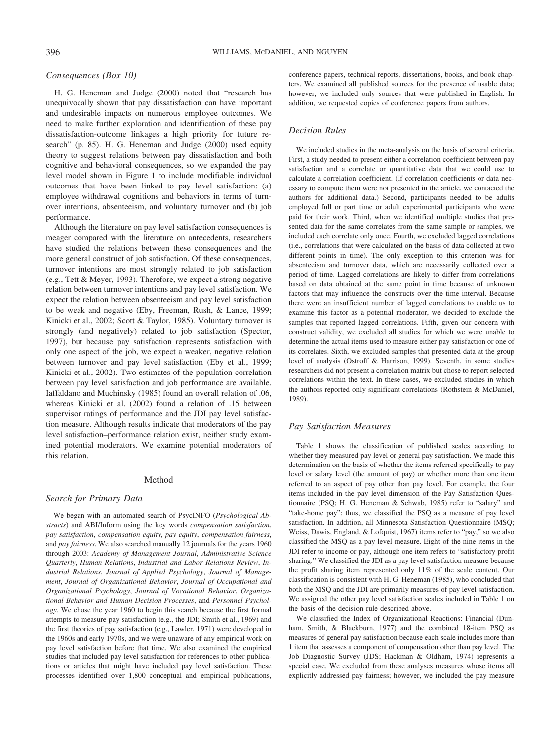### *Consequences (Box 10)*

H. G. Heneman and Judge (2000) noted that "research has unequivocally shown that pay dissatisfaction can have important and undesirable impacts on numerous employee outcomes. We need to make further exploration and identification of these pay dissatisfaction-outcome linkages a high priority for future research" (p. 85). H. G. Heneman and Judge (2000) used equity theory to suggest relations between pay dissatisfaction and both cognitive and behavioral consequences, so we expanded the pay level model shown in Figure 1 to include modifiable individual outcomes that have been linked to pay level satisfaction: (a) employee withdrawal cognitions and behaviors in terms of turnover intentions, absenteeism, and voluntary turnover and (b) job performance.

Although the literature on pay level satisfaction consequences is meager compared with the literature on antecedents, researchers have studied the relations between these consequences and the more general construct of job satisfaction. Of these consequences, turnover intentions are most strongly related to job satisfaction (e.g., Tett & Meyer, 1993). Therefore, we expect a strong negative relation between turnover intentions and pay level satisfaction. We expect the relation between absenteeism and pay level satisfaction to be weak and negative (Eby, Freeman, Rush, & Lance, 1999; Kinicki et al., 2002; Scott & Taylor, 1985). Voluntary turnover is strongly (and negatively) related to job satisfaction (Spector, 1997), but because pay satisfaction represents satisfaction with only one aspect of the job, we expect a weaker, negative relation between turnover and pay level satisfaction (Eby et al., 1999; Kinicki et al., 2002). Two estimates of the population correlation between pay level satisfaction and job performance are available. Iaffaldano and Muchinsky (1985) found an overall relation of .06, whereas Kinicki et al. (2002) found a relation of .15 between supervisor ratings of performance and the JDI pay level satisfaction measure. Although results indicate that moderators of the pay level satisfaction–performance relation exist, neither study examined potential moderators. We examine potential moderators of this relation.

## Method

### *Search for Primary Data*

We began with an automated search of PsycINFO (*Psychological Abstracts*) and ABI/Inform using the key words *compensation satisfaction*, *pay satisfaction*, *compensation equity*, *pay equity*, *compensation fairness*, and *pay fairness*. We also searched manually 12 journals for the years 1960 through 2003: *Academy of Management Journal*, *Administrative Science Quarterly*, *Human Relations*, *Industrial and Labor Relations Review*, *Industrial Relations*, *Journal of Applied Psychology*, *Journal of Management*, *Journal of Organizational Behavior*, *Journal of Occupational and Organizational Psychology*, *Journal of Vocational Behavior*, *Organizational Behavior and Human Decision Processes*, and *Personnel Psychology*. We chose the year 1960 to begin this search because the first formal attempts to measure pay satisfaction (e.g., the JDI; Smith et al., 1969) and the first theories of pay satisfaction (e.g., Lawler, 1971) were developed in the 1960s and early 1970s, and we were unaware of any empirical work on pay level satisfaction before that time. We also examined the empirical studies that included pay level satisfaction for references to other publications or articles that might have included pay level satisfaction. These processes identified over 1,800 conceptual and empirical publications, conference papers, technical reports, dissertations, books, and book chapters. We examined all published sources for the presence of usable data; however, we included only sources that were published in English. In addition, we requested copies of conference papers from authors.

### *Decision Rules*

We included studies in the meta-analysis on the basis of several criteria. First, a study needed to present either a correlation coefficient between pay satisfaction and a correlate or quantitative data that we could use to calculate a correlation coefficient. (If correlation coefficients or data necessary to compute them were not presented in the article, we contacted the authors for additional data.) Second, participants needed to be adults employed full or part time or adult experimental participants who were paid for their work. Third, when we identified multiple studies that presented data for the same correlates from the same sample or samples, we included each correlate only once. Fourth, we excluded lagged correlations (i.e., correlations that were calculated on the basis of data collected at two different points in time). The only exception to this criterion was for absenteeism and turnover data, which are necessarily collected over a period of time. Lagged correlations are likely to differ from correlations based on data obtained at the same point in time because of unknown factors that may influence the constructs over the time interval. Because there were an insufficient number of lagged correlations to enable us to examine this factor as a potential moderator, we decided to exclude the samples that reported lagged correlations. Fifth, given our concern with construct validity, we excluded all studies for which we were unable to determine the actual items used to measure either pay satisfaction or one of its correlates. Sixth, we excluded samples that presented data at the group level of analysis (Ostroff & Harrison, 1999). Seventh, in some studies researchers did not present a correlation matrix but chose to report selected correlations within the text. In these cases, we excluded studies in which the authors reported only significant correlations (Rothstein & McDaniel, 1989).

### *Pay Satisfaction Measures*

Table 1 shows the classification of published scales according to whether they measured pay level or general pay satisfaction. We made this determination on the basis of whether the items referred specifically to pay level or salary level (the amount of pay) or whether more than one item referred to an aspect of pay other than pay level. For example, the four items included in the pay level dimension of the Pay Satisfaction Questionnaire (PSQ; H. G. Heneman & Schwab, 1985) refer to "salary" and "take-home pay"; thus, we classified the PSQ as a measure of pay level satisfaction. In addition, all Minnesota Satisfaction Questionnaire (MSQ; Weiss, Dawis, England, & Lofquist, 1967) items refer to "pay," so we also classified the MSQ as a pay level measure. Eight of the nine items in the JDI refer to income or pay, although one item refers to "satisfactory profit sharing." We classified the JDI as a pay level satisfaction measure because the profit sharing item represented only 11% of the scale content. Our classification is consistent with H. G. Heneman (1985), who concluded that both the MSQ and the JDI are primarily measures of pay level satisfaction. We assigned the other pay level satisfaction scales included in Table 1 on the basis of the decision rule described above.

We classified the Index of Organizational Reactions: Financial (Dunham, Smith, & Blackburn, 1977) and the combined 18-item PSQ as measures of general pay satisfaction because each scale includes more than 1 item that assesses a component of compensation other than pay level. The Job Diagnostic Survey (JDS; Hackman & Oldham, 1974) represents a special case. We excluded from these analyses measures whose items all explicitly addressed pay fairness; however, we included the pay measure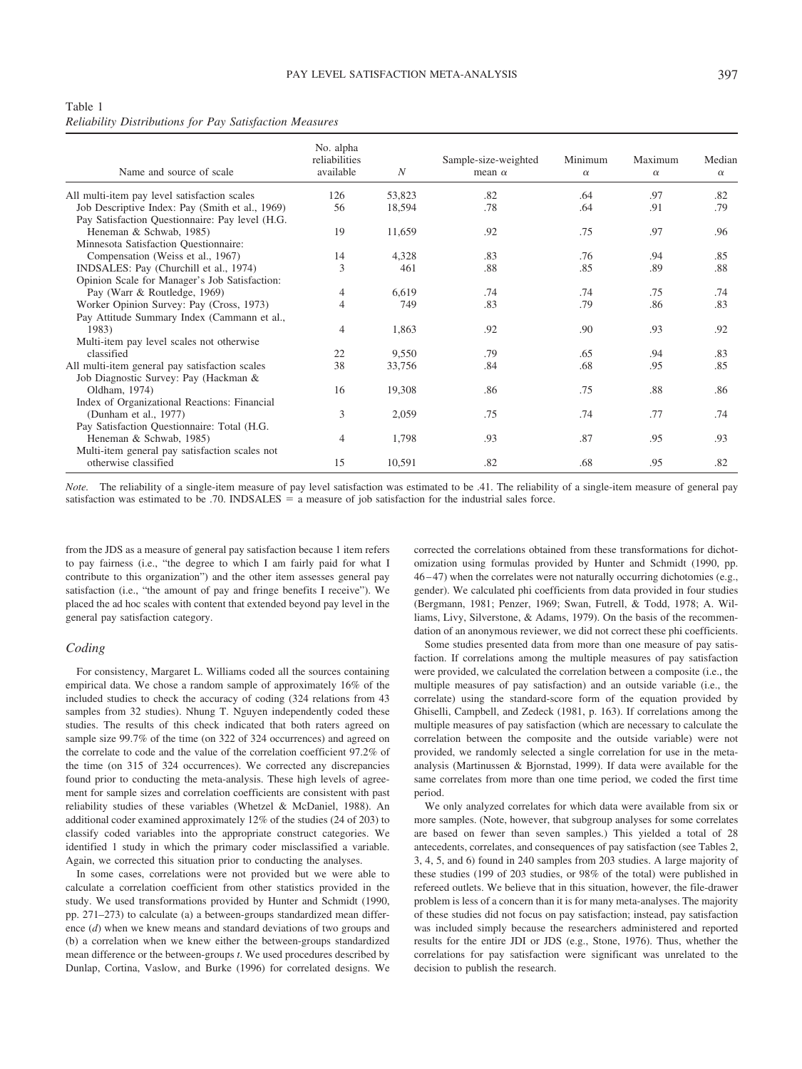Table 1
*Reliability Distributions for Pay Satisfaction Measures*

| Name and source of scale | No. alpha reliabilities available | $N$ | Sample-size-weighted mean $\alpha$ | Minimum $\alpha$ | Maximum $\alpha$ | Median $\alpha$ |
|---|---|---|---|---|---|---|
| All multi-item pay level satisfaction scales | 126 | 53,823 | .82 | .64 | .97 | .82 |
| Job Descriptive Index: Pay (Smith et al., 1969) | 56 | 18,594 | .78 | .64 | .91 | .79 |
| Pay Satisfaction Questionnaire: Pay level (H.G. Heneman & Schwab, 1985) | 19 | 11,659 | .92 | .75 | .97 | .96 |
| Minnesota Satisfaction Questionnaire: Compensation (Weiss et al., 1967) | 14 | 4,328 | .83 | .76 | .94 | .85 |
| INDSALES: Pay (Churchill et al., 1974) | 3 | 461 | .88 | .85 | .89 | .88 |
| Opinion Scale for Manager's Job Satisfaction: Pay (Warr & Routledge, 1969) | 4 | 6,619 | .74 | .74 | .75 | .74 |
| Worker Opinion Survey: Pay (Cross, 1973) | 4 | 749 | .83 | .79 | .86 | .83 |
| Pay Attitude Summary Index (Cammann et al., 1983) | 4 | 1,863 | .92 | .90 | .93 | .92 |
| Multi-item pay level scales not otherwise classified | 22 | 9,550 | .79 | .65 | .94 | .83 |
| All multi-item general pay satisfaction scales | 38 | 33,756 | .84 | .68 | .95 | .85 |
| Job Diagnostic Survey: Pay (Hackman & Oldham, 1974) | 16 | 19,308 | .86 | .75 | .88 | .86 |
| Index of Organizational Reactions: Financial (Dunham et al., 1977) | 3 | 2,059 | .75 | .74 | .77 | .74 |
| Pay Satisfaction Questionnaire: Total (H.G. Heneman & Schwab, 1985) | 4 | 1,798 | .93 | .87 | .95 | .93 |
| Multi-item general pay satisfaction scales not otherwise classified | 15 | 10,591 | .82 | .68 | .95 | .82 |

*Note.* The reliability of a single-item measure of pay level satisfaction was estimated to be .41. The reliability of a single-item measure of general pay satisfaction was estimated to be .70. INDSALES = a measure of job satisfaction for the industrial sales force.

from the JDS as a measure of general pay satisfaction because 1 item refers to pay fairness (i.e., "the degree to which I am fairly paid for what I contribute to this organization") and the other item assesses general pay satisfaction (i.e., "the amount of pay and fringe benefits I receive"). We placed the ad hoc scales with content that extended beyond pay level in the general pay satisfaction category.

## Coding

For consistency, Margaret L. Williams coded all the sources containing empirical data. We chose a random sample of approximately 16% of the included studies to check the accuracy of coding (324 relations from 43 samples from 32 studies). Nhung T. Nguyen independently coded these studies. The results of this check indicated that both raters agreed on sample size 99.7% of the time (on 322 of 324 occurrences) and agreed on the correlate to code and the value of the correlation coefficient 97.2% of the time (on 315 of 324 occurrences). We corrected any discrepancies found prior to conducting the meta-analysis. These high levels of agreement for sample sizes and correlation coefficients are consistent with past reliability studies of these variables (Whetzel & McDaniel, 1988). An additional coder examined approximately 12% of the studies (24 of 203) to classify coded variables into the appropriate construct categories. We identified 1 study in which the primary coder misclassified a variable. Again, we corrected this situation prior to conducting the analyses.

In some cases, correlations were not provided but we were able to calculate a correlation coefficient from other statistics provided in the study. We used transformations provided by Hunter and Schmidt (1990, pp. 271–273) to calculate (a) a between-groups standardized mean difference ($d$) when we knew means and standard deviations of two groups and (b) a correlation when we knew either the between-groups standardized mean difference or the between-groups $t$. We used procedures described by Dunlap, Cortina, Vaslow, and Burke (1996) for correlated designs. We corrected the correlations obtained from these transformations for dichotomization using formulas provided by Hunter and Schmidt (1990, pp. 46–47) when the correlates were not naturally occurring dichotomies (e.g., gender). We calculated phi coefficients from data provided in four studies (Bergmann, 1981; Penzer, 1969; Swan, Futrell, & Todd, 1978; A. Williams, Livy, Silverstone, & Adams, 1979). On the basis of the recommendation of an anonymous reviewer, we did not correct these phi coefficients.

Some studies presented data from more than one measure of pay satisfaction. If correlations among the multiple measures of pay satisfaction were provided, we calculated the correlation between a composite (i.e., the multiple measures of pay satisfaction) and an outside variable (i.e., the correlate) using the standard-score form of the equation provided by Ghiselli, Campbell, and Zedeck (1981, p. 163). If correlations among the multiple measures of pay satisfaction (which are necessary to calculate the correlation between the composite and the outside variable) were not provided, we randomly selected a single correlation for use in the meta-analysis (Martinussen & Bjornstad, 1999). If data were available for the same correlates from more than one time period, we coded the first time period.

We only analyzed correlates for which data were available from six or more samples. (Note, however, that subgroup analyses for some correlates are based on fewer than seven samples.) This yielded a total of 28 antecedents, correlates, and consequences of pay satisfaction (see Tables 2, 3, 4, 5, and 6) found in 240 samples from 203 studies. A large majority of these studies (199 of 203 studies, or 98% of the total) were published in refereed outlets. We believe that in this situation, however, the file-drawer problem is less of a concern than it is for many meta-analyses. The majority of these studies did not focus on pay satisfaction; instead, pay satisfaction was included simply because the researchers administered and reported results for the entire JDI or JDS (e.g., Stone, 1976). Thus, whether the correlations for pay satisfaction were significant was unrelated to the decision to publish the research.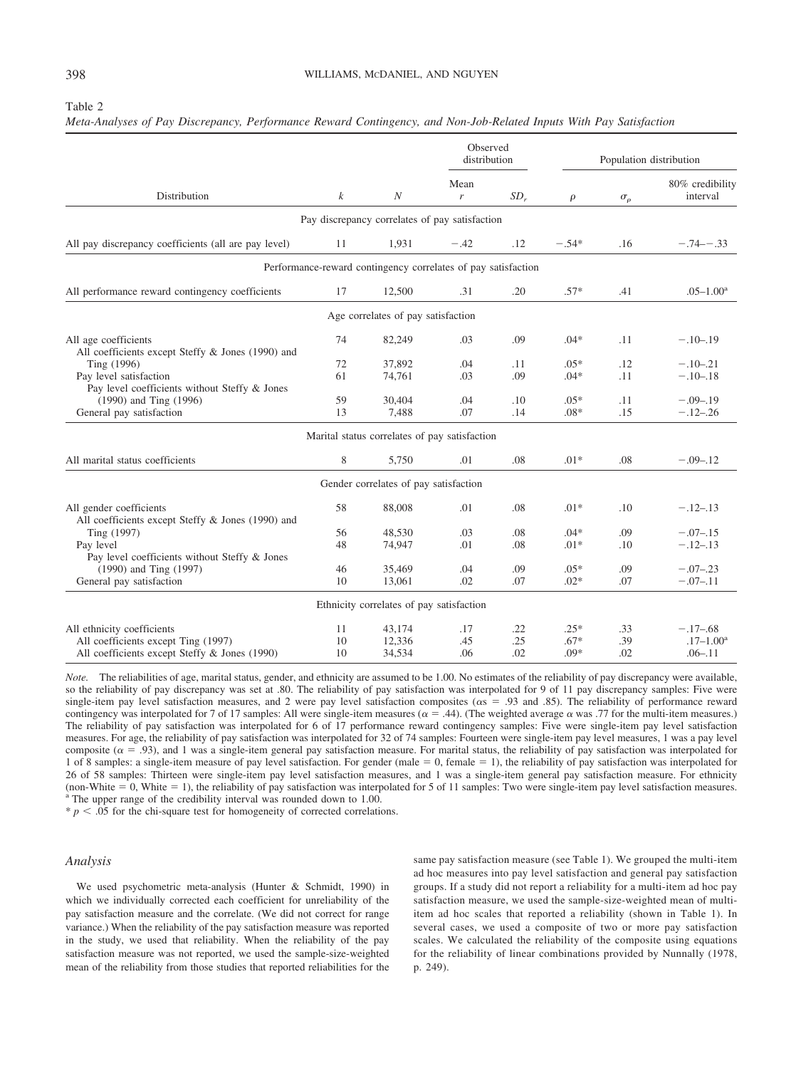Table 2

*Meta-Analyses of Pay Discrepancy, Performance Reward Contingency, and Non-Job-Related Inputs With Pay Satisfaction*

| Distribution | $k$ | $N$ | Observed distribution | | Population distribution | | |
|---|---|---|---|---|---|---|---|
| | | | Mean $r$ | $SD_r$ | $\rho$ | $\sigma_\rho$ | 80% credibility interval |
| **Pay discrepancy correlates of pay satisfaction** | | | | | | | |
| All pay discrepancy coefficients (all are pay level) | 11 | 1,931 | −.42 | .12 | −.54* | .16 | −.74–−.33 |
| **Performance-reward contingency correlates of pay satisfaction** | | | | | | | |
| All performance reward contingency coefficients | 17 | 12,500 | .31 | .20 | .57* | .41 | .05–1.00[a] |
| **Age correlates of pay satisfaction** | | | | | | | |
| All age coefficients | 74 | 82,249 | .03 | .09 | .04* | .11 | −.10–.19 |
| All coefficients except Steffy & Jones (1990) and Ting (1996) | 72 | 37,892 | .04 | .11 | .05* | .12 | −.10–.21 |
| Pay level satisfaction | 61 | 74,761 | .03 | .09 | .04* | .11 | −.10–.18 |
| Pay level coefficients without Steffy & Jones (1990) and Ting (1996) | 59 | 30,404 | .04 | .10 | .05* | .11 | −.09–.19 |
| General pay satisfaction | 13 | 7,488 | .07 | .14 | .08* | .15 | −.12–.26 |
| **Marital status correlates of pay satisfaction** | | | | | | | |
| All marital status coefficients | 8 | 5,750 | .01 | .08 | .01* | .08 | −.09–.12 |
| **Gender correlates of pay satisfaction** | | | | | | | |
| All gender coefficients | 58 | 88,008 | .01 | .08 | .01* | .10 | −.12–.13 |
| All coefficients except Steffy & Jones (1990) and Ting (1997) | 56 | 48,530 | .03 | .08 | .04* | .09 | −.07–.15 |
| Pay level | 48 | 74,947 | .01 | .08 | .01* | .10 | −.12–.13 |
| Pay level coefficients without Steffy & Jones (1990) and Ting (1997) | 46 | 35,469 | .04 | .09 | .05* | .09 | −.07–.23 |
| General pay satisfaction | 10 | 13,061 | .02 | .07 | .02* | .07 | −.07–.11 |
| **Ethnicity correlates of pay satisfaction** | | | | | | | |
| All ethnicity coefficients | 11 | 43,174 | .17 | .22 | .25* | .33 | −.17–.68 |
| All coefficients except Ting (1997) | 10 | 12,336 | .45 | .25 | .67* | .39 | .17–1.00[a] |
| All coefficients except Steffy & Jones (1990) | 10 | 34,534 | .06 | .02 | .09* | .02 | .06–.11 |

*Note.* The reliabilities of age, marital status, gender, and ethnicity are assumed to be 1.00. No estimates of the reliability of pay discrepancy were available, so the reliability of pay discrepancy was set at .80. The reliability of pay satisfaction was interpolated for 9 of 11 pay discrepancy samples: Five were single-item pay level satisfaction measures, and 2 were pay level satisfaction composites ($\alpha$s = .93 and .85). The reliability of performance reward contingency was interpolated for 7 of 17 samples: All were single-item measures ($\alpha$ = .44). (The weighted average $\alpha$ was .77 for the multi-item measures.) The reliability of pay satisfaction was interpolated for 6 of 17 performance reward contingency samples: Five were single-item pay level satisfaction measures. For age, the reliability of pay satisfaction was interpolated for 32 of 74 samples: Fourteen were single-item pay level measures, 1 was a pay level composite ($\alpha$ = .93), and 1 was a single-item general pay satisfaction measure. For marital status, the reliability of pay satisfaction was interpolated for 1 of 8 samples: a single-item measure of pay level satisfaction. For gender (male = 0, female = 1), the reliability of pay satisfaction was interpolated for 26 of 58 samples: Thirteen were single-item pay level satisfaction measures, and 1 was a single-item general pay satisfaction measure. For ethnicity (non-White = 0, White = 1), the reliability of pay satisfaction was interpolated for 5 of 11 samples: Two were single-item pay level satisfaction measures.
[a] The upper range of the credibility interval was rounded down to 1.00.
* $p < .05$ for the chi-square test for homogeneity of corrected correlations.

### *Analysis*

We used psychometric meta-analysis (Hunter & Schmidt, 1990) in which we individually corrected each coefficient for unreliability of the pay satisfaction measure and the correlate. (We did not correct for range variance.) When the reliability of the pay satisfaction measure was reported in the study, we used that reliability. When the reliability of the pay satisfaction measure was not reported, we used the sample-size-weighted mean of the reliability from those studies that reported reliabilities for the same pay satisfaction measure (see Table 1). We grouped the multi-item ad hoc measures into pay level satisfaction and general pay satisfaction groups. If a study did not report a reliability for a multi-item ad hoc pay satisfaction measure, we used the sample-size-weighted mean of multi-item ad hoc scales that reported a reliability (shown in Table 1). In several cases, we used a composite of two or more pay satisfaction scales. We calculated the reliability of the composite using equations for the reliability of linear combinations provided by Nunnally (1978, p. 249).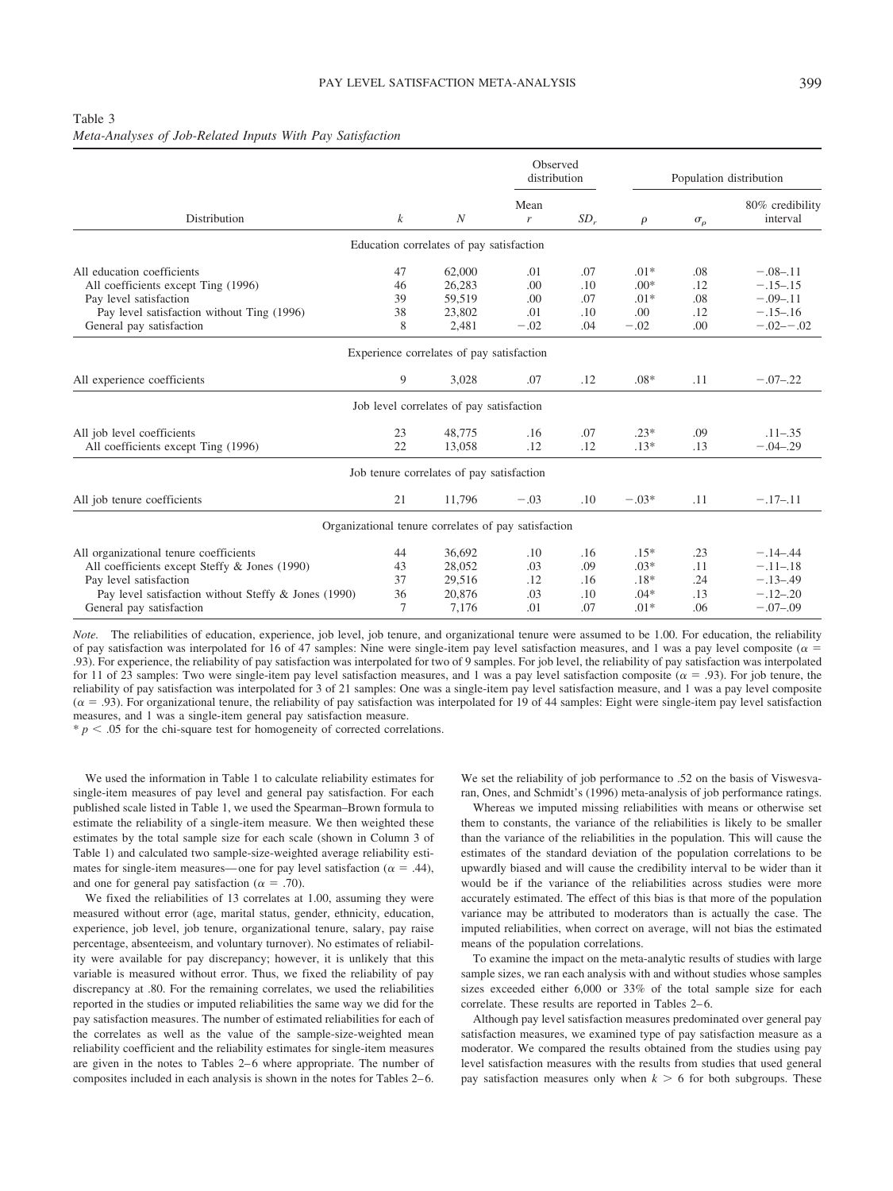Table 3
*Meta-Analyses of Job-Related Inputs With Pay Satisfaction*

| Distribution | $k$ | $N$ | Observed distribution | | Population distribution | | |
|---|---|---|---|---|---|---|---|
| | | | Mean $r$ | $SD_r$ | $\rho$ | $\sigma_\rho$ | 80% credibility interval |
| **Education correlates of pay satisfaction** | | | | | | | |
| All education coefficients | 47 | 62,000 | .01 | .07 | .01* | .08 | −.08–.11 |
| All coefficients except Ting (1996) | 46 | 26,283 | .00 | .10 | .00* | .12 | −.15–.15 |
| Pay level satisfaction | 39 | 59,519 | .00 | .07 | .01* | .08 | −.09–.11 |
| Pay level satisfaction without Ting (1996) | 38 | 23,802 | .01 | .10 | .00 | .12 | −.15–.16 |
| General pay satisfaction | 8 | 2,481 | −.02 | .04 | −.02 | .00 | −.02–−.02 |
| **Experience correlates of pay satisfaction** | | | | | | | |
| All experience coefficients | 9 | 3,028 | .07 | .12 | .08* | .11 | −.07–.22 |
| **Job level correlates of pay satisfaction** | | | | | | | |
| All job level coefficients | 23 | 48,775 | .16 | .07 | .23* | .09 | .11–.35 |
| All coefficients except Ting (1996) | 22 | 13,058 | .12 | .12 | .13* | .13 | −.04–.29 |
| **Job tenure correlates of pay satisfaction** | | | | | | | |
| All job tenure coefficients | 21 | 11,796 | −.03 | .10 | −.03* | .11 | −.17–.11 |
| **Organizational tenure correlates of pay satisfaction** | | | | | | | |
| All organizational tenure coefficients | 44 | 36,692 | .10 | .16 | .15* | .23 | −.14–.44 |
| All coefficients except Steffy & Jones (1990) | 43 | 28,052 | .03 | .09 | .03* | .11 | −.11–.18 |
| Pay level satisfaction | 37 | 29,516 | .12 | .16 | .18* | .24 | −.13–.49 |
| Pay level satisfaction without Steffy & Jones (1990) | 36 | 20,876 | .03 | .10 | .04* | .13 | −.12–.20 |
| General pay satisfaction | 7 | 7,176 | .01 | .07 | .01* | .06 | −.07–.09 |

*Note.* The reliabilities of education, experience, job level, job tenure, and organizational tenure were assumed to be 1.00. For education, the reliability of pay satisfaction was interpolated for 16 of 47 samples: Nine were single-item pay level satisfaction measures, and 1 was a pay level composite ($\alpha$ = .93). For experience, the reliability of pay satisfaction was interpolated for two of 9 samples. For job level, the reliability of pay satisfaction was interpolated for 11 of 23 samples: Two were single-item pay level satisfaction measures, and 1 was a pay level satisfaction composite ($\alpha$ = .93). For job tenure, the reliability of pay satisfaction was interpolated for 3 of 21 samples: One was a single-item pay level satisfaction measure, and 1 was a pay level composite ($\alpha$ = .93). For organizational tenure, the reliability of pay satisfaction was interpolated for 19 of 44 samples: Eight were single-item pay level satisfaction measures, and 1 was a single-item general pay satisfaction measure.
\* $p < .05$ for the chi-square test for homogeneity of corrected correlations.

We used the information in Table 1 to calculate reliability estimates for single-item measures of pay level and general pay satisfaction. For each published scale listed in Table 1, we used the Spearman–Brown formula to estimate the reliability of a single-item measure. We then weighted these estimates by the total sample size for each scale (shown in Column 3 of Table 1) and calculated two sample-size-weighted average reliability estimates for single-item measures—one for pay level satisfaction ($\alpha$ = .44), and one for general pay satisfaction ($\alpha$ = .70).

We fixed the reliabilities of 13 correlates at 1.00, assuming they were measured without error (age, marital status, gender, ethnicity, education, experience, job level, job tenure, organizational tenure, salary, pay raise percentage, absenteeism, and voluntary turnover). No estimates of reliability were available for pay discrepancy; however, it is unlikely that this variable is measured without error. Thus, we fixed the reliability of pay discrepancy at .80. For the remaining correlates, we used the reliabilities reported in the studies or imputed reliabilities the same way we did for the pay satisfaction measures. The number of estimated reliabilities for each of the correlates as well as the value of the sample-size-weighted mean reliability coefficient and the reliability estimates for single-item measures are given in the notes to Tables 2–6 where appropriate. The number of composites included in each analysis is shown in the notes for Tables 2–6. We set the reliability of job performance to .52 on the basis of Viswesvaran, Ones, and Schmidt's (1996) meta-analysis of job performance ratings.

Whereas we imputed missing reliabilities with means or otherwise set them to constants, the variance of the reliabilities is likely to be smaller than the variance of the reliabilities in the population. This will cause the estimates of the standard deviation of the population correlations to be upwardly biased and will cause the credibility interval to be wider than it would be if the variance of the reliabilities across studies were more accurately estimated. The effect of this bias is that more of the population variance may be attributed to moderators than is actually the case. The imputed reliabilities, when correct on average, will not bias the estimated means of the population correlations.

To examine the impact on the meta-analytic results of studies with large sample sizes, we ran each analysis with and without studies whose samples sizes exceeded either 6,000 or 33% of the total sample size for each correlate. These results are reported in Tables 2–6.

Although pay level satisfaction measures predominated over general pay satisfaction measures, we examined type of pay satisfaction measure as a moderator. We compared the results obtained from the studies using pay level satisfaction measures with the results from studies that used general pay satisfaction measures only when $k > 6$ for both subgroups. These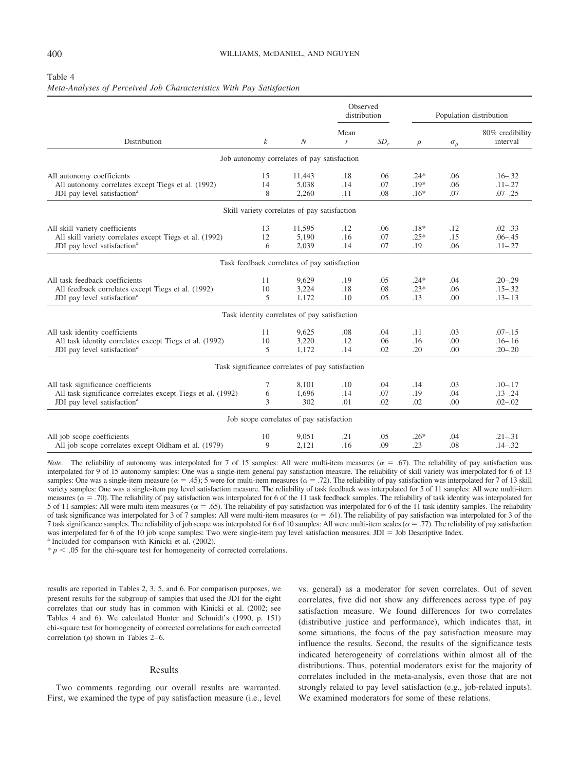Table 4
*Meta-Analyses of Perceived Job Characteristics With Pay Satisfaction*

| Distribution | $k$ | $N$ | Observed distribution | | Population distribution | | |
|---|---|---|---|---|---|---|---|
| | | | Mean $r$ | $SD_r$ | $\rho$ | $\sigma_\rho$ | 80% credibility interval |
| **Job autonomy correlates of pay satisfaction** | | | | | | | |
| All autonomy coefficients | 15 | 11,443 | .18 | .06 | .24* | .06 | .16–.32 |
| All autonomy correlates except Tiegs et al. (1992) | 14 | 5,038 | .14 | .07 | .19* | .06 | .11–.27 |
| JDI pay level satisfaction[a] | 8 | 2,260 | .11 | .08 | .16* | .07 | .07–.25 |
| **Skill variety correlates of pay satisfaction** | | | | | | | |
| All skill variety coefficients | 13 | 11,595 | .12 | .06 | .18* | .12 | .02–.33 |
| All skill variety correlates except Tiegs et al. (1992) | 12 | 5,190 | .16 | .07 | .25* | .15 | .06–.45 |
| JDI pay level satisfaction[a] | 6 | 2,039 | .14 | .07 | .19 | .06 | .11–.27 |
| **Task feedback correlates of pay satisfaction** | | | | | | | |
| All task feedback coefficients | 11 | 9,629 | .19 | .05 | .24* | .04 | .20–.29 |
| All feedback correlates except Tiegs et al. (1992) | 10 | 3,224 | .18 | .08 | .23* | .06 | .15–.32 |
| JDI pay level satisfaction[a] | 5 | 1,172 | .10 | .05 | .13 | .00 | .13–.13 |
| **Task identity correlates of pay satisfaction** | | | | | | | |
| All task identity coefficients | 11 | 9,625 | .08 | .04 | .11 | .03 | .07–.15 |
| All task identity correlates except Tiegs et al. (1992) | 10 | 3,220 | .12 | .06 | .16 | .00 | .16–.16 |
| JDI pay level satisfaction[a] | 5 | 1,172 | .14 | .02 | .20 | .00 | .20–.20 |
| **Task significance correlates of pay satisfaction** | | | | | | | |
| All task significance coefficients | 7 | 8,101 | .10 | .04 | .14 | .03 | .10–.17 |
| All task significance correlates except Tiegs et al. (1992) | 6 | 1,696 | .14 | .07 | .19 | .04 | .13–.24 |
| JDI pay level satisfaction[a] | 3 | 302 | .01 | .02 | .02 | .00 | .02–.02 |
| **Job scope correlates of pay satisfaction** | | | | | | | |
| All job scope coefficients | 10 | 9,051 | .21 | .05 | .26* | .04 | .21–.31 |
| All job scope correlates except Oldham et al. (1979) | 9 | 2,121 | .16 | .09 | .23 | .08 | .14–.32 |

*Note.* The reliability of autonomy was interpolated for 7 of 15 samples: All were multi-item measures ($\alpha$ = .67). The reliability of pay satisfaction was interpolated for 9 of 15 autonomy samples: One was a single-item general pay satisfaction measure. The reliability of skill variety was interpolated for 6 of 13 samples: One was a single-item measure ($\alpha$ = .45); 5 were for multi-item measures ($\alpha$ = .72). The reliability of pay satisfaction was interpolated for 7 of 13 skill variety samples: One was a single-item pay level satisfaction measure. The reliability of task feedback was interpolated for 5 of 11 samples: All were multi-item measures ($\alpha$ = .70). The reliability of pay satisfaction was interpolated for 6 of the 11 task feedback samples. The reliability of task identity was interpolated for 5 of 11 samples: All were multi-item measures ($\alpha$ = .65). The reliability of pay satisfaction was interpolated for 6 of the 11 task identity samples. The reliability of task significance was interpolated for 3 of 7 samples: All were multi-item measures ($\alpha$ = .61). The reliability of pay satisfaction was interpolated for 3 of the 7 task significance samples. The reliability of job scope was interpolated for 6 of 10 samples: All were multi-item scales ($\alpha$ = .77). The reliability of pay satisfaction was interpolated for 6 of the 10 job scope samples: Two were single-item pay level satisfaction measures. JDI = Job Descriptive Index.
[a] Included for comparison with Kinicki et al. (2002).
* $p < .05$ for the chi-square test for homogeneity of corrected correlations.

results are reported in Tables 2, 3, 5, and 6. For comparison purposes, we present results for the subgroup of samples that used the JDI for the eight correlates that our study has in common with Kinicki et al. (2002; see Tables 4 and 6). We calculated Hunter and Schmidt's (1990, p. 151) chi-square test for homogeneity of corrected correlations for each corrected correlation ($\rho$) shown in Tables 2–6.

## Results

Two comments regarding our overall results are warranted. First, we examined the type of pay satisfaction measure (i.e., level vs. general) as a moderator for seven correlates. Out of seven correlates, five did not show any differences across type of pay satisfaction measure. We found differences for two correlates (distributive justice and performance), which indicates that, in some situations, the focus of the pay satisfaction measure may influence the results. Second, the results of the significance tests indicated heterogeneity of correlations within almost all of the distributions. Thus, potential moderators exist for the majority of correlates included in the meta-analysis, even those that are not strongly related to pay level satisfaction (e.g., job-related inputs). We examined moderators for some of these relations.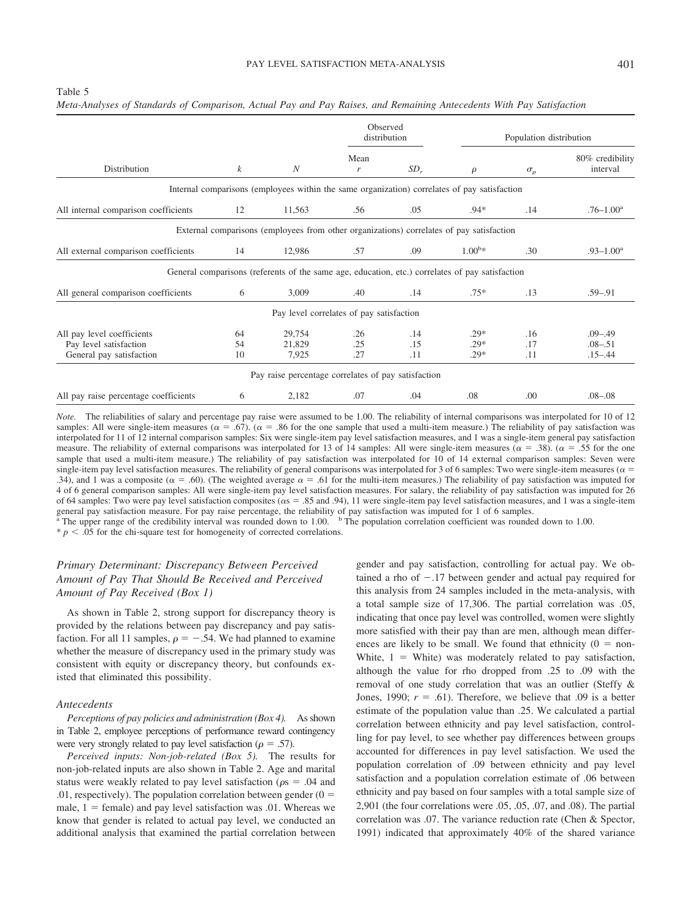Table 5
*Meta-Analyses of Standards of Comparison, Actual Pay and Pay Raises, and Remaining Antecedents With Pay Satisfaction*

| Distribution | $k$ | $N$ | Observed distribution: Mean $r$ | Observed distribution: $SD_r$ | Population distribution: $\rho$ | Population distribution: $\sigma_\rho$ | Population distribution: 80% credibility interval |
|---|---|---|---|---|---|---|---|
| *Internal comparisons (employees within the same organization) correlates of pay satisfaction* | | | | | | | |
| All internal comparison coefficients | 12 | 11,563 | .56 | .05 | .94* | .14 | .76–1.00[a] |
| *External comparisons (employees from other organizations) correlates of pay satisfaction* | | | | | | | |
| All external comparison coefficients | 14 | 12,986 | .57 | .09 | 1.00[b]* | .30 | .93–1.00[a] |
| *General comparisons (referents of the same age, education, etc.) correlates of pay satisfaction* | | | | | | | |
| All general comparison coefficients | 6 | 3,009 | .40 | .14 | .75* | .13 | .59–.91 |
| *Pay level correlates of pay satisfaction* | | | | | | | |
| All pay level coefficients | 64 | 29,754 | .26 | .14 | .29* | .16 | .09–.49 |
| Pay level satisfaction | 54 | 21,829 | .25 | .15 | .29* | .17 | .08–.51 |
| General pay satisfaction | 10 | 7,925 | .27 | .11 | .29* | .11 | .15–.44 |
| *Pay raise percentage correlates of pay satisfaction* | | | | | | | |
| All pay raise percentage coefficients | 6 | 2,182 | .07 | .04 | .08 | .00 | .08–.08 |

*Note.* The reliabilities of salary and percentage pay raise were assumed to be 1.00. The reliability of internal comparisons was interpolated for 10 of 12 samples: All were single-item measures ($\alpha = .67$). ($\alpha = .86$ for the one sample that used a multi-item measure.) The reliability of pay satisfaction was interpolated for 11 of 12 internal comparison samples: Six were single-item pay level satisfaction measures, and 1 was a single-item general pay satisfaction measure. The reliability of external comparisons was interpolated for 13 of 14 samples: All were single-item measures ($\alpha = .38$). ($\alpha = .55$ for the one sample that used a multi-item measure.) The reliability of pay satisfaction was interpolated for 10 of 14 external comparison samples: Seven were single-item pay level satisfaction measures. The reliability of general comparisons was interpolated for 3 of 6 samples: Two were single-item measures ($\alpha = .34$), and 1 was a composite ($\alpha = .60$). (The weighted average $\alpha = .61$ for the multi-item measures.) The reliability of pay satisfaction was imputed for 4 of 6 general comparison samples: All were single-item pay level satisfaction measures. For salary, the reliability of pay satisfaction was imputed for 26 of 64 samples: Two were pay level satisfaction composites ($\alpha$s = .85 and .94), 11 were single-item pay level satisfaction measures, and 1 was a single-item general pay satisfaction measure. For pay raise percentage, the reliability of pay satisfaction was imputed for 1 of 6 samples.
[a] The upper range of the credibility interval was rounded down to 1.00. [b] The population correlation coefficient was rounded down to 1.00.
* $p < .05$ for the chi-square test for homogeneity of corrected correlations.

### Primary Determinant: Discrepancy Between Perceived Amount of Pay That Should Be Received and Perceived Amount of Pay Received (Box 1)

As shown in Table 2, strong support for discrepancy theory is provided by the relations between pay discrepancy and pay satisfaction. For all 11 samples, $\rho = -.54$. We had planned to examine whether the measure of discrepancy used in the primary study was consistent with equity or discrepancy theory, but confounds existed that eliminated this possibility.

### Antecedents

*Perceptions of pay policies and administration (Box 4).* As shown in Table 2, employee perceptions of performance reward contingency were very strongly related to pay level satisfaction ($\rho = .57$).

*Perceived inputs: Non-job-related (Box 5).* The results for non-job-related inputs are also shown in Table 2. Age and marital status were weakly related to pay level satisfaction ($\rho$s = .04 and .01, respectively). The population correlation between gender (0 = male, 1 = female) and pay level satisfaction was .01. Whereas we know that gender is related to actual pay level, we conducted an additional analysis that examined the partial correlation between gender and pay satisfaction, controlling for actual pay. We obtained a rho of −.17 between gender and actual pay required for this analysis from 24 samples included in the meta-analysis, with a total sample size of 17,306. The partial correlation was .05, indicating that once pay level was controlled, women were slightly more satisfied with their pay than are men, although mean differences are likely to be small. We found that ethnicity (0 = non-White, 1 = White) was moderately related to pay satisfaction, although the value for rho dropped from .25 to .09 with the removal of one study correlation that was an outlier (Steffy & Jones, 1990; $r = .61$). Therefore, we believe that .09 is a better estimate of the population value than .25. We calculated a partial correlation between ethnicity and pay level satisfaction, controlling for pay level, to see whether pay differences between groups accounted for differences in pay level satisfaction. We used the population correlation of .09 between ethnicity and pay level satisfaction and a population correlation estimate of .06 between ethnicity and pay based on four samples with a total sample size of 2,901 (the four correlations were .05, .05, .07, and .08). The partial correlation was .07. The variance reduction rate (Chen & Spector, 1991) indicated that approximately 40% of the shared variance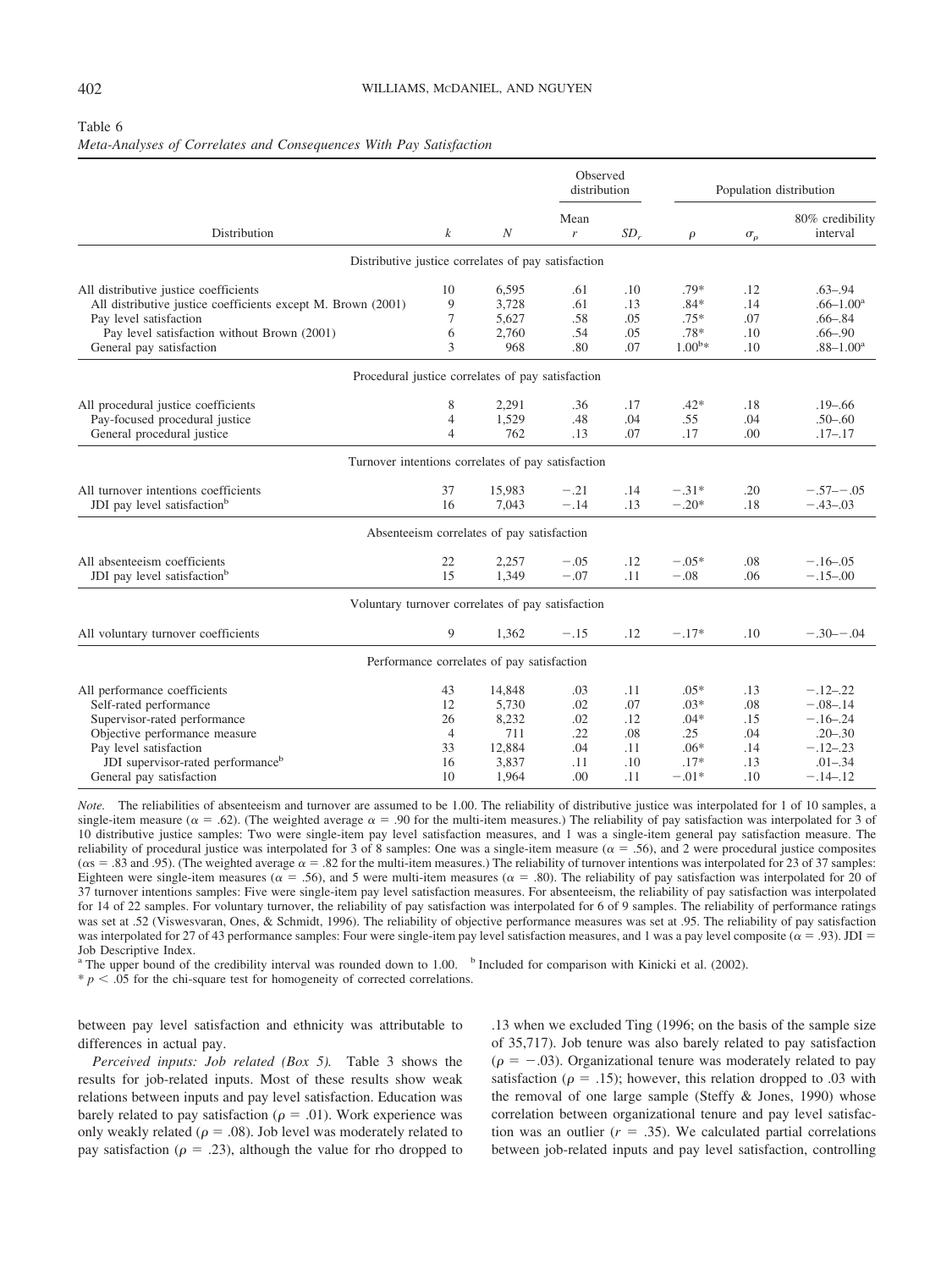Table 6
*Meta-Analyses of Correlates and Consequences With Pay Satisfaction*

| Distribution | $k$ | $N$ | Observed distribution: Mean $r$ | $SD_r$ | Population distribution: $\rho$ | $\sigma_\rho$ | 80% credibility interval |
|---|---|---|---|---|---|---|---|
| **Distributive justice correlates of pay satisfaction** | | | | | | | |
| All distributive justice coefficients | 10 | 6,595 | .61 | .10 | .79* | .12 | .63–.94 |
| All distributive justice coefficients except M. Brown (2001) | 9 | 3,728 | .61 | .13 | .84* | .14 | .66–1.00[a] |
| Pay level satisfaction | 7 | 5,627 | .58 | .05 | .75* | .07 | .66–.84 |
| Pay level satisfaction without Brown (2001) | 6 | 2,760 | .54 | .05 | .78* | .10 | .66–.90 |
| General pay satisfaction | 3 | 968 | .80 | .07 | 1.00[b]* | .10 | .88–1.00[a] |
| **Procedural justice correlates of pay satisfaction** | | | | | | | |
| All procedural justice coefficients | 8 | 2,291 | .36 | .17 | .42* | .18 | .19–.66 |
| Pay-focused procedural justice | 4 | 1,529 | .48 | .04 | .55 | .04 | .50–.60 |
| General procedural justice | 4 | 762 | .13 | .07 | .17 | .00 | .17–.17 |
| **Turnover intentions correlates of pay satisfaction** | | | | | | | |
| All turnover intentions coefficients | 37 | 15,983 | −.21 | .14 | −.31* | .20 | −.57–−.05 |
| JDI pay level satisfaction[b] | 16 | 7,043 | −.14 | .13 | −.20* | .18 | −.43–.03 |
| **Absenteeism correlates of pay satisfaction** | | | | | | | |
| All absenteeism coefficients | 22 | 2,257 | −.05 | .12 | −.05* | .08 | −.16–.05 |
| JDI pay level satisfaction[b] | 15 | 1,349 | −.07 | .11 | −.08 | .06 | −.15–.00 |
| **Voluntary turnover correlates of pay satisfaction** | | | | | | | |
| All voluntary turnover coefficients | 9 | 1,362 | −.15 | .12 | −.17* | .10 | −.30–−.04 |
| **Performance correlates of pay satisfaction** | | | | | | | |
| All performance coefficients | 43 | 14,848 | .03 | .11 | .05* | .13 | −.12–.22 |
| Self-rated performance | 12 | 5,730 | .02 | .07 | .03* | .08 | −.08–.14 |
| Supervisor-rated performance | 26 | 8,232 | .02 | .12 | .04* | .15 | −.16–.24 |
| Objective performance measure | 4 | 711 | .22 | .08 | .25 | .04 | .20–.30 |
| Pay level satisfaction | 33 | 12,884 | .04 | .11 | .06* | .14 | −.12–.23 |
| JDI supervisor-rated performance[b] | 16 | 3,837 | .11 | .10 | .17* | .13 | .01–.34 |
| General pay satisfaction | 10 | 1,964 | .00 | .11 | −.01* | .10 | −.14–.12 |

*Note.* The reliabilities of absenteeism and turnover are assumed to be 1.00. The reliability of distributive justice was interpolated for 1 of 10 samples, a single-item measure ($\alpha$ = .62). (The weighted average $\alpha$ = .90 for the multi-item measures.) The reliability of pay satisfaction was interpolated for 3 of 10 distributive justice samples: Two were single-item pay level satisfaction measures, and 1 was a single-item general pay satisfaction measure. The reliability of procedural justice was interpolated for 3 of 8 samples: One was a single-item measure ($\alpha$ = .56), and 2 were procedural justice composites ($\alpha$s = .83 and .95). (The weighted average $\alpha$ = .82 for the multi-item measures.) The reliability of turnover intentions was interpolated for 23 of 37 samples: Eighteen were single-item measures ($\alpha$ = .56), and 5 were multi-item measures ($\alpha$ = .80). The reliability of pay satisfaction was interpolated for 20 of 37 turnover intentions samples: Five were single-item pay level satisfaction measures. For absenteeism, the reliability of pay satisfaction was interpolated for 14 of 22 samples. For voluntary turnover, the reliability of pay satisfaction was interpolated for 6 of 9 samples. The reliability of performance ratings was set at .52 (Viswesvaran, Ones, & Schmidt, 1996). The reliability of objective performance measures was set at .95. The reliability of pay satisfaction was interpolated for 27 of 43 performance samples: Four were single-item pay level satisfaction measures, and 1 was a pay level composite ($\alpha$ = .93). JDI = Job Descriptive Index.
[a] The upper bound of the credibility interval was rounded down to 1.00. [b] Included for comparison with Kinicki et al. (2002).
* $p < .05$ for the chi-square test for homogeneity of corrected correlations.

between pay level satisfaction and ethnicity was attributable to differences in actual pay.

*Perceived inputs: Job related (Box 5).* Table 3 shows the results for job-related inputs. Most of these results show weak relations between inputs and pay level satisfaction. Education was barely related to pay satisfaction ($\rho$ = .01). Work experience was only weakly related ($\rho$ = .08). Job level was moderately related to pay satisfaction ($\rho$ = .23), although the value for rho dropped to .13 when we excluded Ting (1996; on the basis of the sample size of 35,717). Job tenure was also barely related to pay satisfaction ($\rho$ = −.03). Organizational tenure was moderately related to pay satisfaction ($\rho$ = .15); however, this relation dropped to .03 with the removal of one large sample (Steffy & Jones, 1990) whose correlation between organizational tenure and pay level satisfaction was an outlier ($r$ = .35). We calculated partial correlations between job-related inputs and pay level satisfaction, controlling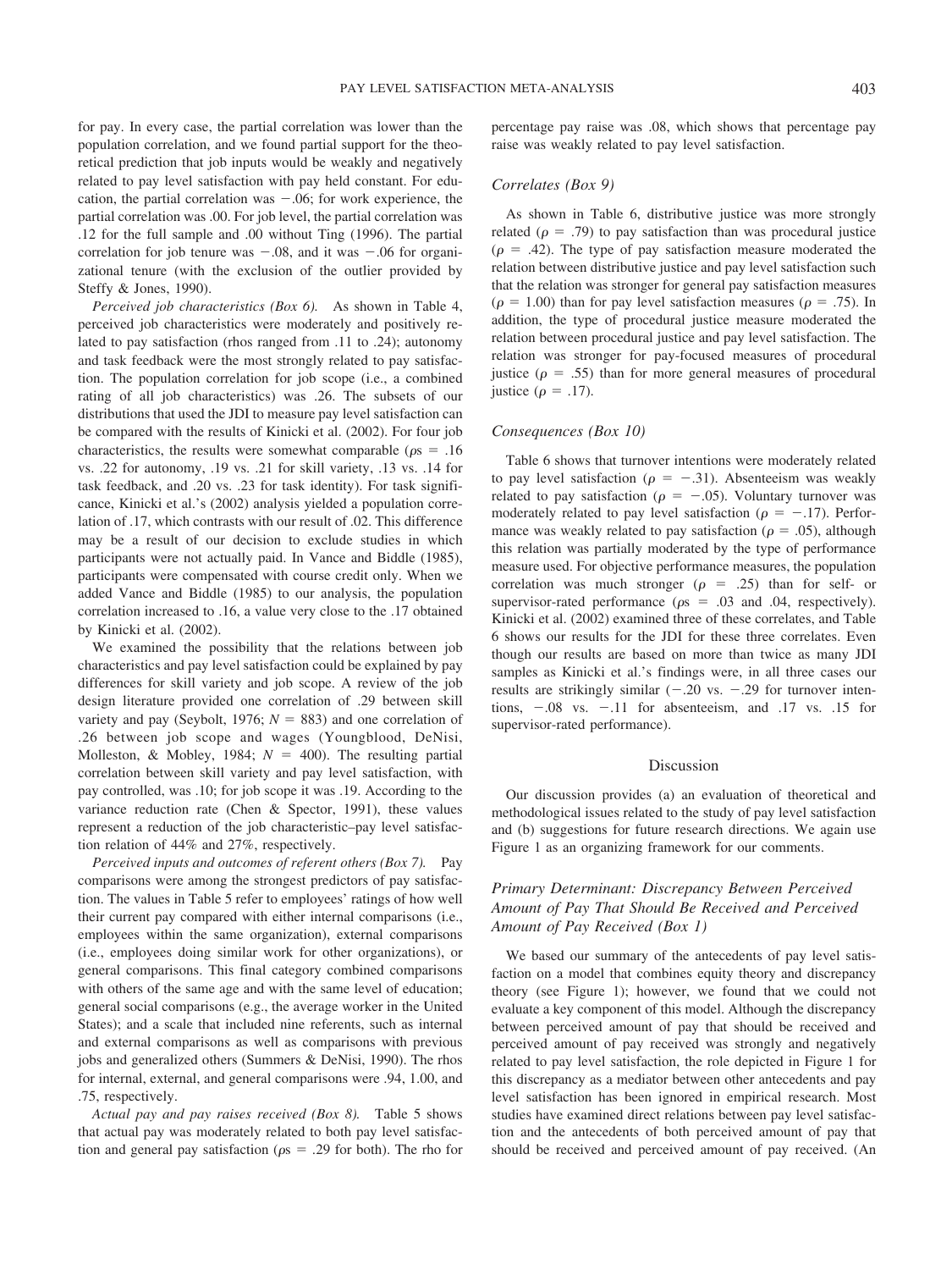for pay. In every case, the partial correlation was lower than the population correlation, and we found partial support for the theoretical prediction that job inputs would be weakly and negatively related to pay level satisfaction with pay held constant. For education, the partial correlation was −.06; for work experience, the partial correlation was .00. For job level, the partial correlation was .12 for the full sample and .00 without Ting (1996). The partial correlation for job tenure was −.08, and it was −.06 for organizational tenure (with the exclusion of the outlier provided by Steffy & Jones, 1990).

*Perceived job characteristics (Box 6).* As shown in Table 4, perceived job characteristics were moderately and positively related to pay satisfaction (rhos ranged from .11 to .24); autonomy and task feedback were the most strongly related to pay satisfaction. The population correlation for job scope (i.e., a combined rating of all job characteristics) was .26. The subsets of our distributions that used the JDI to measure pay level satisfaction can be compared with the results of Kinicki et al. (2002). For four job characteristics, the results were somewhat comparable ($\rho$s = .16 vs. .22 for autonomy, .19 vs. .21 for skill variety, .13 vs. .14 for task feedback, and .20 vs. .23 for task identity). For task significance, Kinicki et al.'s (2002) analysis yielded a population correlation of .17, which contrasts with our result of .02. This difference may be a result of our decision to exclude studies in which participants were not actually paid. In Vance and Biddle (1985), participants were compensated with course credit only. When we added Vance and Biddle (1985) to our analysis, the population correlation increased to .16, a value very close to the .17 obtained by Kinicki et al. (2002).

We examined the possibility that the relations between job characteristics and pay level satisfaction could be explained by pay differences for skill variety and job scope. A review of the job design literature provided one correlation of .29 between skill variety and pay (Seybolt, 1976; $N$ = 883) and one correlation of .26 between job scope and wages (Youngblood, DeNisi, Molleston, & Mobley, 1984; $N$ = 400). The resulting partial correlation between skill variety and pay level satisfaction, with pay controlled, was .10; for job scope it was .19. According to the variance reduction rate (Chen & Spector, 1991), these values represent a reduction of the job characteristic–pay level satisfaction relation of 44% and 27%, respectively.

*Perceived inputs and outcomes of referent others (Box 7).* Pay comparisons were among the strongest predictors of pay satisfaction. The values in Table 5 refer to employees' ratings of how well their current pay compared with either internal comparisons (i.e., employees within the same organization), external comparisons (i.e., employees doing similar work for other organizations), or general comparisons. This final category combined comparisons with others of the same age and with the same level of education; general social comparisons (e.g., the average worker in the United States); and a scale that included nine referents, such as internal and external comparisons as well as comparisons with previous jobs and generalized others (Summers & DeNisi, 1990). The rhos for internal, external, and general comparisons were .94, 1.00, and .75, respectively.

*Actual pay and pay raises received (Box 8).* Table 5 shows that actual pay was moderately related to both pay level satisfaction and general pay satisfaction ($\rho$s = .29 for both). The rho for percentage pay raise was .08, which shows that percentage pay raise was weakly related to pay level satisfaction.

### Correlates (Box 9)

As shown in Table 6, distributive justice was more strongly related ($\rho$ = .79) to pay satisfaction than was procedural justice ($\rho$ = .42). The type of pay satisfaction measure moderated the relation between distributive justice and pay level satisfaction such that the relation was stronger for general pay satisfaction measures ($\rho$ = 1.00) than for pay level satisfaction measures ($\rho$ = .75). In addition, the type of procedural justice measure moderated the relation between procedural justice and pay level satisfaction. The relation was stronger for pay-focused measures of procedural justice ($\rho$ = .55) than for more general measures of procedural justice ($\rho$ = .17).

### Consequences (Box 10)

Table 6 shows that turnover intentions were moderately related to pay level satisfaction ($\rho$ = −.31). Absenteeism was weakly related to pay satisfaction ($\rho$ = −.05). Voluntary turnover was moderately related to pay level satisfaction ($\rho$ = −.17). Performance was weakly related to pay satisfaction ($\rho$ = .05), although this relation was partially moderated by the type of performance measure used. For objective performance measures, the population correlation was much stronger ($\rho$ = .25) than for self- or supervisor-rated performance ($\rho$s = .03 and .04, respectively). Kinicki et al. (2002) examined three of these correlates, and Table 6 shows our results for the JDI for these three correlates. Even though our results are based on more than twice as many JDI samples as Kinicki et al.'s findings were, in all three cases our results are strikingly similar (−.20 vs. −.29 for turnover intentions, −.08 vs. −.11 for absenteeism, and .17 vs. .15 for supervisor-rated performance).

## Discussion

Our discussion provides (a) an evaluation of theoretical and methodological issues related to the study of pay level satisfaction and (b) suggestions for future research directions. We again use Figure 1 as an organizing framework for our comments.

### Primary Determinant: Discrepancy Between Perceived Amount of Pay That Should Be Received and Perceived Amount of Pay Received (Box 1)

We based our summary of the antecedents of pay level satisfaction on a model that combines equity theory and discrepancy theory (see Figure 1); however, we found that we could not evaluate a key component of this model. Although the discrepancy between perceived amount of pay that should be received and perceived amount of pay received was strongly and negatively related to pay level satisfaction, the role depicted in Figure 1 for this discrepancy as a mediator between other antecedents and pay level satisfaction has been ignored in empirical research. Most studies have examined direct relations between pay level satisfaction and the antecedents of both perceived amount of pay that should be received and perceived amount of pay received. (An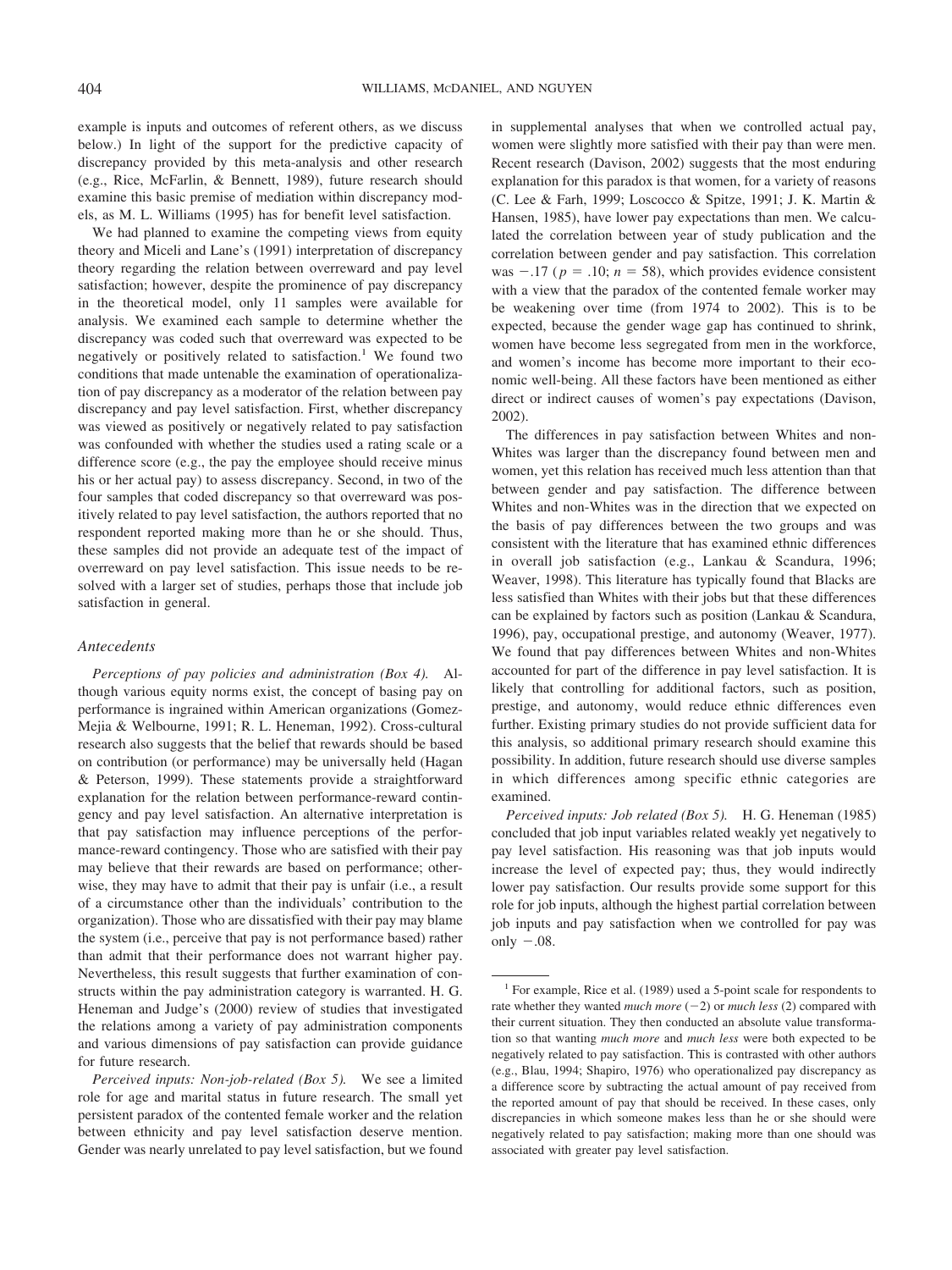example is inputs and outcomes of referent others, as we discuss below.) In light of the support for the predictive capacity of discrepancy provided by this meta-analysis and other research (e.g., Rice, McFarlin, & Bennett, 1989), future research should examine this basic premise of mediation within discrepancy models, as M. L. Williams (1995) has for benefit level satisfaction.

We had planned to examine the competing views from equity theory and Miceli and Lane's (1991) interpretation of discrepancy theory regarding the relation between overreward and pay level satisfaction; however, despite the prominence of pay discrepancy in the theoretical model, only 11 samples were available for analysis. We examined each sample to determine whether the discrepancy was coded such that overreward was expected to be negatively or positively related to satisfaction.[1] We found two conditions that made untenable the examination of operationalization of pay discrepancy as a moderator of the relation between pay discrepancy and pay level satisfaction. First, whether discrepancy was viewed as positively or negatively related to pay satisfaction was confounded with whether the studies used a rating scale or a difference score (e.g., the pay the employee should receive minus his or her actual pay) to assess discrepancy. Second, in two of the four samples that coded discrepancy so that overreward was positively related to pay level satisfaction, the authors reported that no respondent reported making more than he or she should. Thus, these samples did not provide an adequate test of the impact of overreward on pay level satisfaction. This issue needs to be resolved with a larger set of studies, perhaps those that include job satisfaction in general.

### *Antecedents*

*Perceptions of pay policies and administration (Box 4).* Although various equity norms exist, the concept of basing pay on performance is ingrained within American organizations (Gomez-Mejia & Welbourne, 1991; R. L. Heneman, 1992). Cross-cultural research also suggests that the belief that rewards should be based on contribution (or performance) may be universally held (Hagan & Peterson, 1999). These statements provide a straightforward explanation for the relation between performance-reward contingency and pay level satisfaction. An alternative interpretation is that pay satisfaction may influence perceptions of the performance-reward contingency. Those who are satisfied with their pay may believe that their rewards are based on performance; otherwise, they may have to admit that their pay is unfair (i.e., a result of a circumstance other than the individuals' contribution to the organization). Those who are dissatisfied with their pay may blame the system (i.e., perceive that pay is not performance based) rather than admit that their performance does not warrant higher pay. Nevertheless, this result suggests that further examination of constructs within the pay administration category is warranted. H. G. Heneman and Judge's (2000) review of studies that investigated the relations among a variety of pay administration components and various dimensions of pay satisfaction can provide guidance for future research.

*Perceived inputs: Non-job-related (Box 5).* We see a limited role for age and marital status in future research. The small yet persistent paradox of the contented female worker and the relation between ethnicity and pay level satisfaction deserve mention. Gender was nearly unrelated to pay level satisfaction, but we found in supplemental analyses that when we controlled actual pay, women were slightly more satisfied with their pay than were men. Recent research (Davison, 2002) suggests that the most enduring explanation for this paradox is that women, for a variety of reasons (C. Lee & Farh, 1999; Loscocco & Spitze, 1991; J. K. Martin & Hansen, 1985), have lower pay expectations than men. We calculated the correlation between year of study publication and the correlation between gender and pay satisfaction. This correlation was $-.17$ ($p = .10$; $n = 58$), which provides evidence consistent with a view that the paradox of the contented female worker may be weakening over time (from 1974 to 2002). This is to be expected, because the gender wage gap has continued to shrink, women have become less segregated from men in the workforce, and women's income has become more important to their economic well-being. All these factors have been mentioned as either direct or indirect causes of women's pay expectations (Davison, 2002).

The differences in pay satisfaction between Whites and non-Whites was larger than the discrepancy found between men and women, yet this relation has received much less attention than that between gender and pay satisfaction. The difference between Whites and non-Whites was in the direction that we expected on the basis of pay differences between the two groups and was consistent with the literature that has examined ethnic differences in overall job satisfaction (e.g., Lankau & Scandura, 1996; Weaver, 1998). This literature has typically found that Blacks are less satisfied than Whites with their jobs but that these differences can be explained by factors such as position (Lankau & Scandura, 1996), pay, occupational prestige, and autonomy (Weaver, 1977). We found that pay differences between Whites and non-Whites accounted for part of the difference in pay level satisfaction. It is likely that controlling for additional factors, such as position, prestige, and autonomy, would reduce ethnic differences even further. Existing primary studies do not provide sufficient data for this analysis, so additional primary research should examine this possibility. In addition, future research should use diverse samples in which differences among specific ethnic categories are examined.

*Perceived inputs: Job related (Box 5).* H. G. Heneman (1985) concluded that job input variables related weakly yet negatively to pay level satisfaction. His reasoning was that job inputs would increase the level of expected pay; thus, they would indirectly lower pay satisfaction. Our results provide some support for this role for job inputs, although the highest partial correlation between job inputs and pay satisfaction when we controlled for pay was only $-.08$.

---

[1] For example, Rice et al. (1989) used a 5-point scale for respondents to rate whether they wanted *much more* ($-2$) or *much less* (2) compared with their current situation. They then conducted an absolute value transformation so that wanting *much more* and *much less* were both expected to be negatively related to pay satisfaction. This is contrasted with other authors (e.g., Blau, 1994; Shapiro, 1976) who operationalized pay discrepancy as a difference score by subtracting the actual amount of pay received from the reported amount of pay that should be received. In these cases, only discrepancies in which someone makes less than he or she should were negatively related to pay satisfaction; making more than one should was associated with greater pay level satisfaction.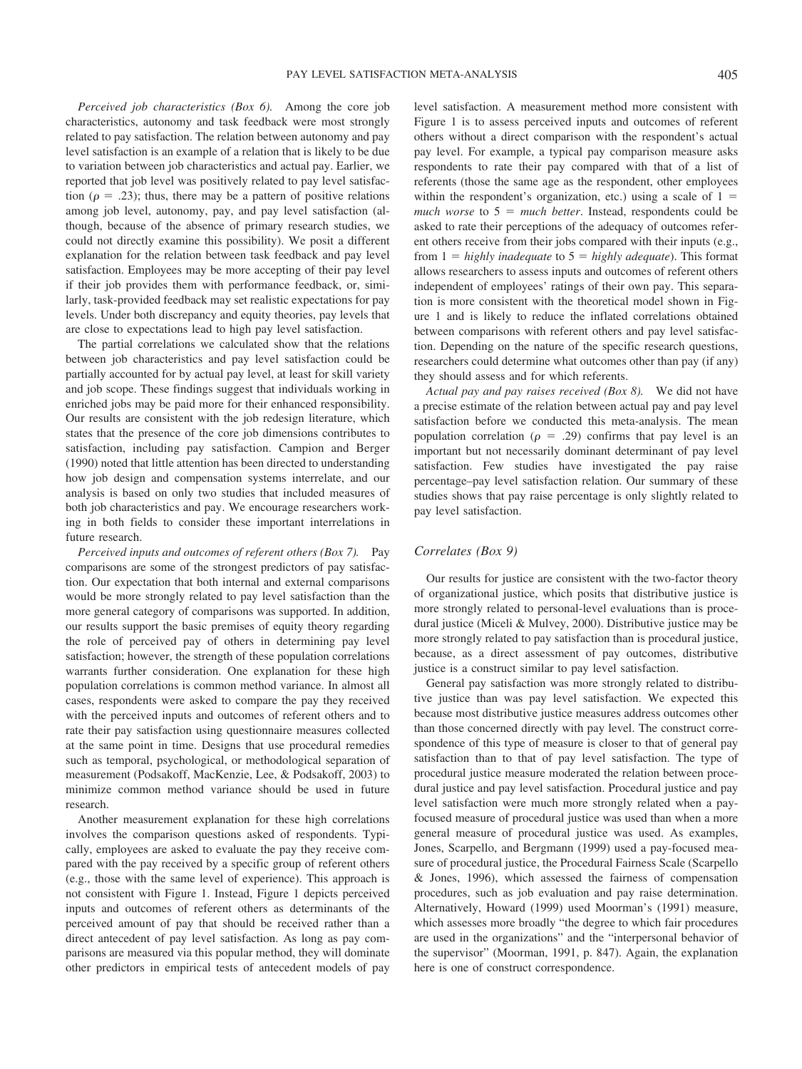*Perceived job characteristics (Box 6).* Among the core job characteristics, autonomy and task feedback were most strongly related to pay satisfaction. The relation between autonomy and pay level satisfaction is an example of a relation that is likely to be due to variation between job characteristics and actual pay. Earlier, we reported that job level was positively related to pay level satisfaction ($\rho$ = .23); thus, there may be a pattern of positive relations among job level, autonomy, pay, and pay level satisfaction (although, because of the absence of primary research studies, we could not directly examine this possibility). We posit a different explanation for the relation between task feedback and pay level satisfaction. Employees may be more accepting of their pay level if their job provides them with performance feedback, or, similarly, task-provided feedback may set realistic expectations for pay levels. Under both discrepancy and equity theories, pay levels that are close to expectations lead to high pay level satisfaction.

The partial correlations we calculated show that the relations between job characteristics and pay level satisfaction could be partially accounted for by actual pay level, at least for skill variety and job scope. These findings suggest that individuals working in enriched jobs may be paid more for their enhanced responsibility. Our results are consistent with the job redesign literature, which states that the presence of the core job dimensions contributes to satisfaction, including pay satisfaction. Campion and Berger (1990) noted that little attention has been directed to understanding how job design and compensation systems interrelate, and our analysis is based on only two studies that included measures of both job characteristics and pay. We encourage researchers working in both fields to consider these important interrelations in future research.

*Perceived inputs and outcomes of referent others (Box 7).* Pay comparisons are some of the strongest predictors of pay satisfaction. Our expectation that both internal and external comparisons would be more strongly related to pay level satisfaction than the more general category of comparisons was supported. In addition, our results support the basic premises of equity theory regarding the role of perceived pay of others in determining pay level satisfaction; however, the strength of these population correlations warrants further consideration. One explanation for these high population correlations is common method variance. In almost all cases, respondents were asked to compare the pay they received with the perceived inputs and outcomes of referent others and to rate their pay satisfaction using questionnaire measures collected at the same point in time. Designs that use procedural remedies such as temporal, psychological, or methodological separation of measurement (Podsakoff, MacKenzie, Lee, & Podsakoff, 2003) to minimize common method variance should be used in future research.

Another measurement explanation for these high correlations involves the comparison questions asked of respondents. Typically, employees are asked to evaluate the pay they receive compared with the pay received by a specific group of referent others (e.g., those with the same level of experience). This approach is not consistent with Figure 1. Instead, Figure 1 depicts perceived inputs and outcomes of referent others as determinants of the perceived amount of pay that should be received rather than a direct antecedent of pay level satisfaction. As long as pay comparisons are measured via this popular method, they will dominate other predictors in empirical tests of antecedent models of pay level satisfaction. A measurement method more consistent with Figure 1 is to assess perceived inputs and outcomes of referent others without a direct comparison with the respondent's actual pay level. For example, a typical pay comparison measure asks respondents to rate their pay compared with that of a list of referents (those the same age as the respondent, other employees within the respondent's organization, etc.) using a scale of 1 = *much worse* to 5 = *much better*. Instead, respondents could be asked to rate their perceptions of the adequacy of outcomes referent others receive from their jobs compared with their inputs (e.g., from 1 = *highly inadequate* to 5 = *highly adequate*). This format allows researchers to assess inputs and outcomes of referent others independent of employees' ratings of their own pay. This separation is more consistent with the theoretical model shown in Figure 1 and is likely to reduce the inflated correlations obtained between comparisons with referent others and pay level satisfaction. Depending on the nature of the specific research questions, researchers could determine what outcomes other than pay (if any) they should assess and for which referents.

*Actual pay and pay raises received (Box 8).* We did not have a precise estimate of the relation between actual pay and pay level satisfaction before we conducted this meta-analysis. The mean population correlation ($\rho$ = .29) confirms that pay level is an important but not necessarily dominant determinant of pay level satisfaction. Few studies have investigated the pay raise percentage–pay level satisfaction relation. Our summary of these studies shows that pay raise percentage is only slightly related to pay level satisfaction.

### *Correlates (Box 9)*

Our results for justice are consistent with the two-factor theory of organizational justice, which posits that distributive justice is more strongly related to personal-level evaluations than is procedural justice (Miceli & Mulvey, 2000). Distributive justice may be more strongly related to pay satisfaction than is procedural justice, because, as a direct assessment of pay outcomes, distributive justice is a construct similar to pay level satisfaction.

General pay satisfaction was more strongly related to distributive justice than was pay level satisfaction. We expected this because most distributive justice measures address outcomes other than those concerned directly with pay level. The construct correspondence of this type of measure is closer to that of general pay satisfaction than to that of pay level satisfaction. The type of procedural justice measure moderated the relation between procedural justice and pay level satisfaction. Procedural justice and pay level satisfaction were much more strongly related when a pay-focused measure of procedural justice was used than when a more general measure of procedural justice was used. As examples, Jones, Scarpello, and Bergmann (1999) used a pay-focused measure of procedural justice, the Procedural Fairness Scale (Scarpello & Jones, 1996), which assessed the fairness of compensation procedures, such as job evaluation and pay raise determination. Alternatively, Howard (1999) used Moorman's (1991) measure, which assesses more broadly "the degree to which fair procedures are used in the organizations" and the "interpersonal behavior of the supervisor" (Moorman, 1991, p. 847). Again, the explanation here is one of construct correspondence.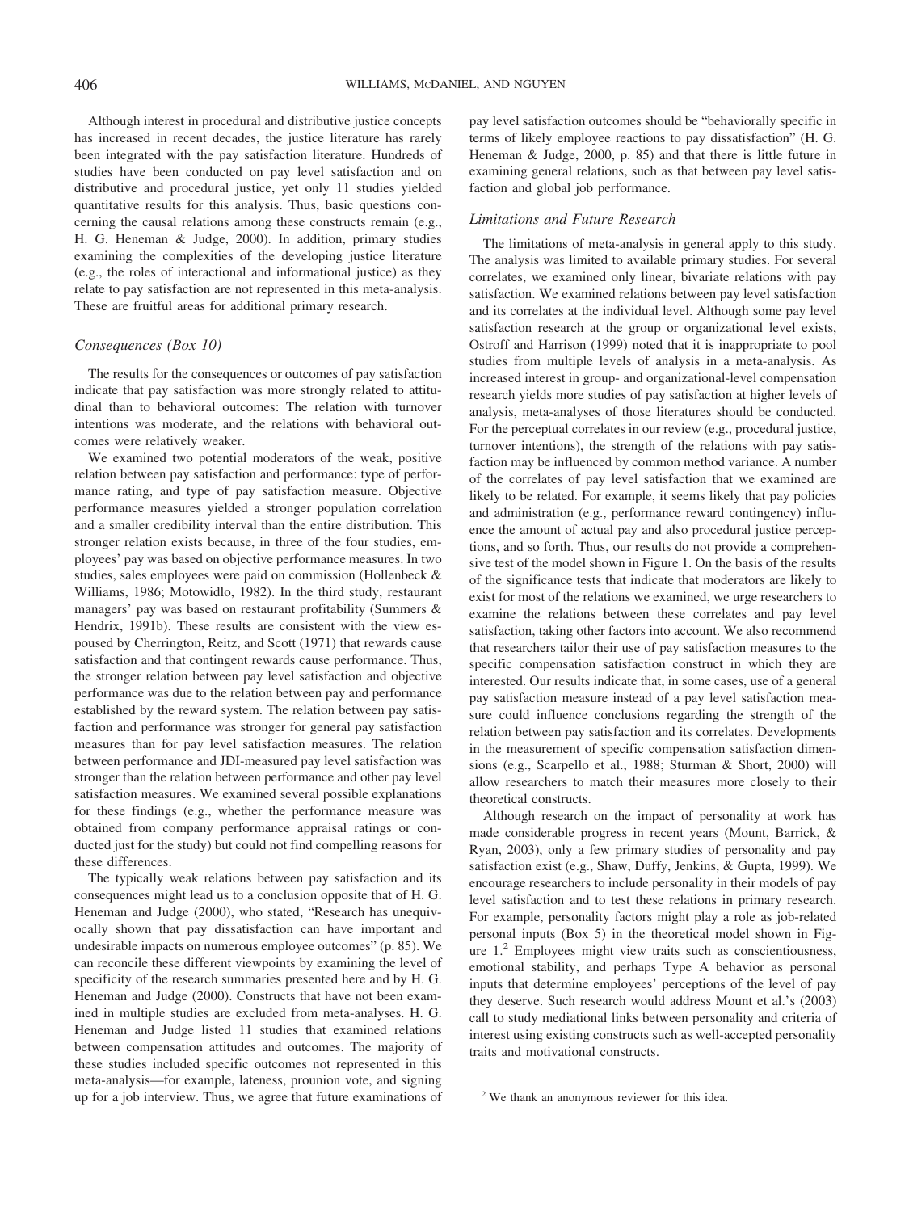Although interest in procedural and distributive justice concepts has increased in recent decades, the justice literature has rarely been integrated with the pay satisfaction literature. Hundreds of studies have been conducted on pay level satisfaction and on distributive and procedural justice, yet only 11 studies yielded quantitative results for this analysis. Thus, basic questions concerning the causal relations among these constructs remain (e.g., H. G. Heneman & Judge, 2000). In addition, primary studies examining the complexities of the developing justice literature (e.g., the roles of interactional and informational justice) as they relate to pay satisfaction are not represented in this meta-analysis. These are fruitful areas for additional primary research.

### *Consequences (Box 10)*

The results for the consequences or outcomes of pay satisfaction indicate that pay satisfaction was more strongly related to attitudinal than to behavioral outcomes: The relation with turnover intentions was moderate, and the relations with behavioral outcomes were relatively weaker.

We examined two potential moderators of the weak, positive relation between pay satisfaction and performance: type of performance rating, and type of pay satisfaction measure. Objective performance measures yielded a stronger population correlation and a smaller credibility interval than the entire distribution. This stronger relation exists because, in three of the four studies, employees' pay was based on objective performance measures. In two studies, sales employees were paid on commission (Hollenbeck & Williams, 1986; Motowidlo, 1982). In the third study, restaurant managers' pay was based on restaurant profitability (Summers & Hendrix, 1991b). These results are consistent with the view espoused by Cherrington, Reitz, and Scott (1971) that rewards cause satisfaction and that contingent rewards cause performance. Thus, the stronger relation between pay level satisfaction and objective performance was due to the relation between pay and performance established by the reward system. The relation between pay satisfaction and performance was stronger for general pay satisfaction measures than for pay level satisfaction measures. The relation between performance and JDI-measured pay level satisfaction was stronger than the relation between performance and other pay level satisfaction measures. We examined several possible explanations for these findings (e.g., whether the performance measure was obtained from company performance appraisal ratings or conducted just for the study) but could not find compelling reasons for these differences.

The typically weak relations between pay satisfaction and its consequences might lead us to a conclusion opposite that of H. G. Heneman and Judge (2000), who stated, "Research has unequivocally shown that pay dissatisfaction can have important and undesirable impacts on numerous employee outcomes" (p. 85). We can reconcile these different viewpoints by examining the level of specificity of the research summaries presented here and by H. G. Heneman and Judge (2000). Constructs that have not been examined in multiple studies are excluded from meta-analyses. H. G. Heneman and Judge listed 11 studies that examined relations between compensation attitudes and outcomes. The majority of these studies included specific outcomes not represented in this meta-analysis—for example, lateness, prounion vote, and signing up for a job interview. Thus, we agree that future examinations of pay level satisfaction outcomes should be "behaviorally specific in terms of likely employee reactions to pay dissatisfaction" (H. G. Heneman & Judge, 2000, p. 85) and that there is little future in examining general relations, such as that between pay level satisfaction and global job performance.

### *Limitations and Future Research*

The limitations of meta-analysis in general apply to this study. The analysis was limited to available primary studies. For several correlates, we examined only linear, bivariate relations with pay satisfaction. We examined relations between pay level satisfaction and its correlates at the individual level. Although some pay level satisfaction research at the group or organizational level exists, Ostroff and Harrison (1999) noted that it is inappropriate to pool studies from multiple levels of analysis in a meta-analysis. As increased interest in group- and organizational-level compensation research yields more studies of pay satisfaction at higher levels of analysis, meta-analyses of those literatures should be conducted. For the perceptual correlates in our review (e.g., procedural justice, turnover intentions), the strength of the relations with pay satisfaction may be influenced by common method variance. A number of the correlates of pay level satisfaction that we examined are likely to be related. For example, it seems likely that pay policies and administration (e.g., performance reward contingency) influence the amount of actual pay and also procedural justice perceptions, and so forth. Thus, our results do not provide a comprehensive test of the model shown in Figure 1. On the basis of the results of the significance tests that indicate that moderators are likely to exist for most of the relations we examined, we urge researchers to examine the relations between these correlates and pay level satisfaction, taking other factors into account. We also recommend that researchers tailor their use of pay satisfaction measures to the specific compensation satisfaction construct in which they are interested. Our results indicate that, in some cases, use of a general pay satisfaction measure instead of a pay level satisfaction measure could influence conclusions regarding the strength of the relation between pay satisfaction and its correlates. Developments in the measurement of specific compensation satisfaction dimensions (e.g., Scarpello et al., 1988; Sturman & Short, 2000) will allow researchers to match their measures more closely to their theoretical constructs.

Although research on the impact of personality at work has made considerable progress in recent years (Mount, Barrick, & Ryan, 2003), only a few primary studies of personality and pay satisfaction exist (e.g., Shaw, Duffy, Jenkins, & Gupta, 1999). We encourage researchers to include personality in their models of pay level satisfaction and to test these relations in primary research. For example, personality factors might play a role as job-related personal inputs (Box 5) in the theoretical model shown in Figure 1.[2] Employees might view traits such as conscientiousness, emotional stability, and perhaps Type A behavior as personal inputs that determine employees' perceptions of the level of pay they deserve. Such research would address Mount et al.'s (2003) call to study mediational links between personality and criteria of interest using existing constructs such as well-accepted personality traits and motivational constructs.

[2] We thank an anonymous reviewer for this idea.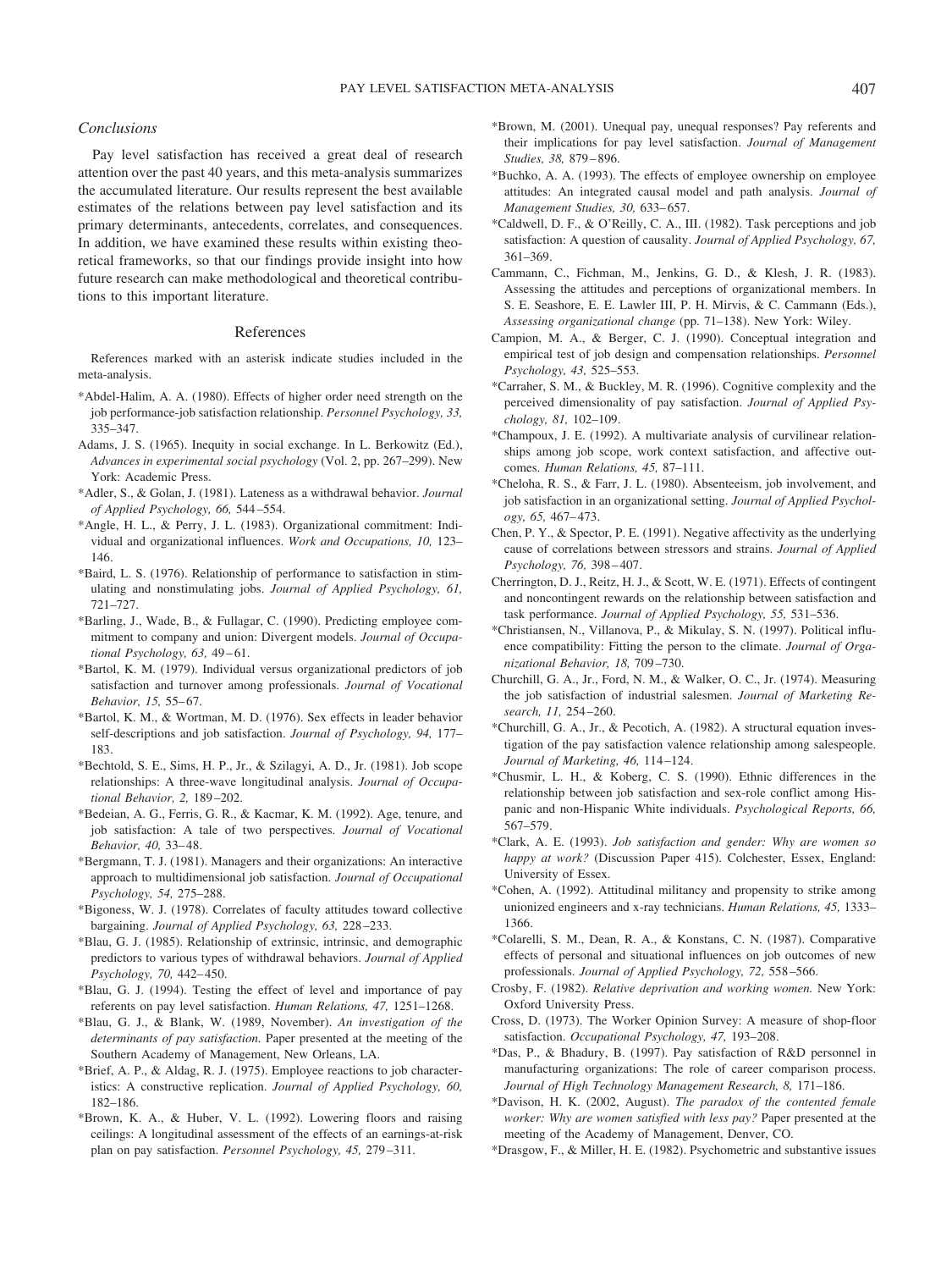### *Conclusions*

Pay level satisfaction has received a great deal of research attention over the past 40 years, and this meta-analysis summarizes the accumulated literature. Our results represent the best available estimates of the relations between pay level satisfaction and its primary determinants, antecedents, correlates, and consequences. In addition, we have examined these results within existing theoretical frameworks, so that our findings provide insight into how future research can make methodological and theoretical contributions to this important literature.

## References

References marked with an asterisk indicate studies included in the meta-analysis.

*Abdel-Halim, A. A. (1980). Effects of higher order need strength on the job performance-job satisfaction relationship. *Personnel Psychology, 33,* 335–347.

Adams, J. S. (1965). Inequity in social exchange. In L. Berkowitz (Ed.), *Advances in experimental social psychology* (Vol. 2, pp. 267–299). New York: Academic Press.

*Adler, S., & Golan, J. (1981). Lateness as a withdrawal behavior. *Journal of Applied Psychology, 66,* 544–554.

*Angle, H. L., & Perry, J. L. (1983). Organizational commitment: Individual and organizational influences. *Work and Occupations, 10,* 123–146.

*Baird, L. S. (1976). Relationship of performance to satisfaction in stimulating and nonstimulating jobs. *Journal of Applied Psychology, 61,* 721–727.

*Barling, J., Wade, B., & Fullagar, C. (1990). Predicting employee commitment to company and union: Divergent models. *Journal of Occupational Psychology, 63,* 49–61.

*Bartol, K. M. (1979). Individual versus organizational predictors of job satisfaction and turnover among professionals. *Journal of Vocational Behavior, 15,* 55–67.

*Bartol, K. M., & Wortman, M. D. (1976). Sex effects in leader behavior self-descriptions and job satisfaction. *Journal of Psychology, 94,* 177–183.

*Bechtold, S. E., Sims, H. P., Jr., & Szilagyi, A. D., Jr. (1981). Job scope relationships: A three-wave longitudinal analysis. *Journal of Occupational Behavior, 2,* 189–202.

*Bedeian, A. G., Ferris, G. R., & Kacmar, K. M. (1992). Age, tenure, and job satisfaction: A tale of two perspectives. *Journal of Vocational Behavior, 40,* 33–48.

*Bergmann, T. J. (1981). Managers and their organizations: An interactive approach to multidimensional job satisfaction. *Journal of Occupational Psychology, 54,* 275–288.

*Bigoness, W. J. (1978). Correlates of faculty attitudes toward collective bargaining. *Journal of Applied Psychology, 63,* 228–233.

*Blau, G. J. (1985). Relationship of extrinsic, intrinsic, and demographic predictors to various types of withdrawal behaviors. *Journal of Applied Psychology, 70,* 442–450.

*Blau, G. J. (1994). Testing the effect of level and importance of pay referents on pay level satisfaction. *Human Relations, 47,* 1251–1268.

*Blau, G. J., & Blank, W. (1989, November). *An investigation of the determinants of pay satisfaction.* Paper presented at the meeting of the Southern Academy of Management, New Orleans, LA.

*Brief, A. P., & Aldag, R. J. (1975). Employee reactions to job characteristics: A constructive replication. *Journal of Applied Psychology, 60,* 182–186.

*Brown, K. A., & Huber, V. L. (1992). Lowering floors and raising ceilings: A longitudinal assessment of the effects of an earnings-at-risk plan on pay satisfaction. *Personnel Psychology, 45,* 279–311.

*Brown, M. (2001). Unequal pay, unequal responses? Pay referents and their implications for pay level satisfaction. *Journal of Management Studies, 38,* 879–896.

*Buchko, A. A. (1993). The effects of employee ownership on employee attitudes: An integrated causal model and path analysis. *Journal of Management Studies, 30,* 633–657.

*Caldwell, D. F., & O'Reilly, C. A., III. (1982). Task perceptions and job satisfaction: A question of causality. *Journal of Applied Psychology, 67,* 361–369.

Cammann, C., Fichman, M., Jenkins, G. D., & Klesh, J. R. (1983). Assessing the attitudes and perceptions of organizational members. In S. E. Seashore, E. E. Lawler III, P. H. Mirvis, & C. Cammann (Eds.), *Assessing organizational change* (pp. 71–138). New York: Wiley.

Campion, M. A., & Berger, C. J. (1990). Conceptual integration and empirical test of job design and compensation relationships. *Personnel Psychology, 43,* 525–553.

*Carraher, S. M., & Buckley, M. R. (1996). Cognitive complexity and the perceived dimensionality of pay satisfaction. *Journal of Applied Psychology, 81,* 102–109.

*Champoux, J. E. (1992). A multivariate analysis of curvilinear relationships among job scope, work context satisfaction, and affective outcomes. *Human Relations, 45,* 87–111.

*Cheloha, R. S., & Farr, J. L. (1980). Absenteeism, job involvement, and job satisfaction in an organizational setting. *Journal of Applied Psychology, 65,* 467–473.

Chen, P. Y., & Spector, P. E. (1991). Negative affectivity as the underlying cause of correlations between stressors and strains. *Journal of Applied Psychology, 76,* 398–407.

Cherrington, D. J., Reitz, H. J., & Scott, W. E. (1971). Effects of contingent and noncontingent rewards on the relationship between satisfaction and task performance. *Journal of Applied Psychology, 55,* 531–536.

*Christiansen, N., Villanova, P., & Mikulay, S. N. (1997). Political influence compatibility: Fitting the person to the climate. *Journal of Organizational Behavior, 18,* 709–730.

Churchill, G. A., Jr., Ford, N. M., & Walker, O. C., Jr. (1974). Measuring the job satisfaction of industrial salesmen. *Journal of Marketing Research, 11,* 254–260.

*Churchill, G. A., Jr., & Pecotich, A. (1982). A structural equation investigation of the pay satisfaction valence relationship among salespeople. *Journal of Marketing, 46,* 114–124.

*Chusmir, L. H., & Koberg, C. S. (1990). Ethnic differences in the relationship between job satisfaction and sex-role conflict among Hispanic and non-Hispanic White individuals. *Psychological Reports, 66,* 567–579.

*Clark, A. E. (1993). *Job satisfaction and gender: Why are women so happy at work?* (Discussion Paper 415). Colchester, Essex, England: University of Essex.

*Cohen, A. (1992). Attitudinal militancy and propensity to strike among unionized engineers and x-ray technicians. *Human Relations, 45,* 1333–1366.

*Colarelli, S. M., Dean, R. A., & Konstans, C. N. (1987). Comparative effects of personal and situational influences on job outcomes of new professionals. *Journal of Applied Psychology, 72,* 558–566.

Crosby, F. (1982). *Relative deprivation and working women.* New York: Oxford University Press.

Cross, D. (1973). The Worker Opinion Survey: A measure of shop-floor satisfaction. *Occupational Psychology, 47,* 193–208.

*Das, P., & Bhadury, B. (1997). Pay satisfaction of R&D personnel in manufacturing organizations: The role of career comparison process. *Journal of High Technology Management Research, 8,* 171–186.

*Davison, H. K. (2002, August). *The paradox of the contented female worker: Why are women satisfied with less pay?* Paper presented at the meeting of the Academy of Management, Denver, CO.

*Drasgow, F., & Miller, H. E. (1982). Psychometric and substantive issues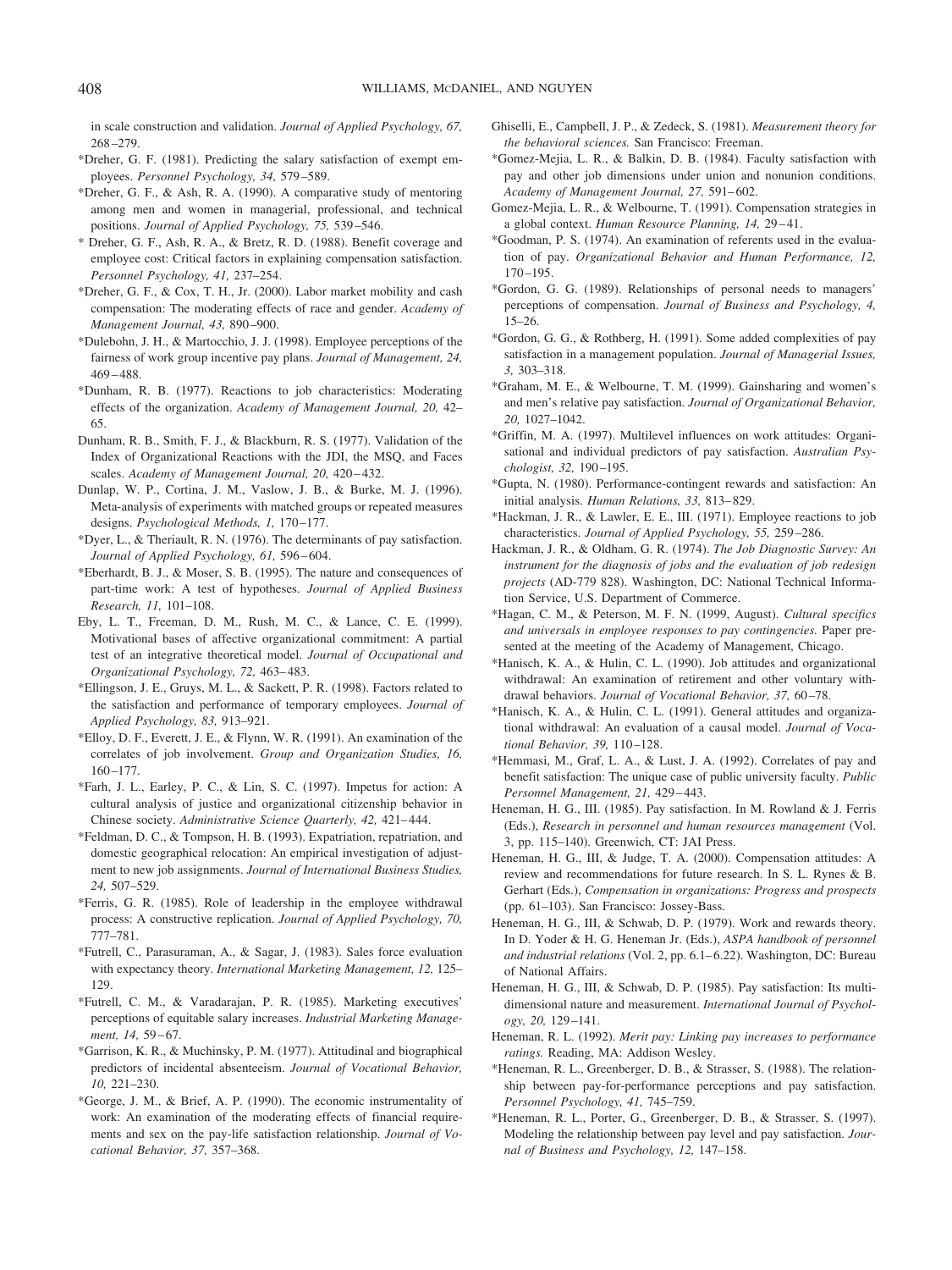in scale construction and validation. *Journal of Applied Psychology, 67,* 268–279.

*Dreher, G. F. (1981). Predicting the salary satisfaction of exempt employees. *Personnel Psychology, 34,* 579–589.

*Dreher, G. F., & Ash, R. A. (1990). A comparative study of mentoring among men and women in managerial, professional, and technical positions. *Journal of Applied Psychology, 75,* 539–546.

* Dreher, G. F., Ash, R. A., & Bretz, R. D. (1988). Benefit coverage and employee cost: Critical factors in explaining compensation satisfaction. *Personnel Psychology, 41,* 237–254.

*Dreher, G. F., & Cox, T. H., Jr. (2000). Labor market mobility and cash compensation: The moderating effects of race and gender. *Academy of Management Journal, 43,* 890–900.

*Dulebohn, J. H., & Martocchio, J. J. (1998). Employee perceptions of the fairness of work group incentive pay plans. *Journal of Management, 24,* 469–488.

*Dunham, R. B. (1977). Reactions to job characteristics: Moderating effects of the organization. *Academy of Management Journal, 20,* 42–65.

Dunham, R. B., Smith, F. J., & Blackburn, R. S. (1977). Validation of the Index of Organizational Reactions with the JDI, the MSQ, and Faces scales. *Academy of Management Journal, 20,* 420–432.

Dunlap, W. P., Cortina, J. M., Vaslow, J. B., & Burke, M. J. (1996). Meta-analysis of experiments with matched groups or repeated measures designs. *Psychological Methods, 1,* 170–177.

*Dyer, L., & Theriault, R. N. (1976). The determinants of pay satisfaction. *Journal of Applied Psychology, 61,* 596–604.

*Eberhardt, B. J., & Moser, S. B. (1995). The nature and consequences of part-time work: A test of hypotheses. *Journal of Applied Business Research, 11,* 101–108.

Eby, L. T., Freeman, D. M., Rush, M. C., & Lance, C. E. (1999). Motivational bases of affective organizational commitment: A partial test of an integrative theoretical model. *Journal of Occupational and Organizational Psychology, 72,* 463–483.

*Ellingson, J. E., Gruys, M. L., & Sackett, P. R. (1998). Factors related to the satisfaction and performance of temporary employees. *Journal of Applied Psychology, 83,* 913–921.

*Elloy, D. F., Everett, J. E., & Flynn, W. R. (1991). An examination of the correlates of job involvement. *Group and Organization Studies, 16,* 160–177.

*Farh, J. L., Earley, P. C., & Lin, S. C. (1997). Impetus for action: A cultural analysis of justice and organizational citizenship behavior in Chinese society. *Administrative Science Quarterly, 42,* 421–444.

*Feldman, D. C., & Tompson, H. B. (1993). Expatriation, repatriation, and domestic geographical relocation: An empirical investigation of adjustment to new job assignments. *Journal of International Business Studies, 24,* 507–529.

*Ferris, G. R. (1985). Role of leadership in the employee withdrawal process: A constructive replication. *Journal of Applied Psychology, 70,* 777–781.

*Futrell, C., Parasuraman, A., & Sagar, J. (1983). Sales force evaluation with expectancy theory. *International Marketing Management, 12,* 125–129.

*Futrell, C. M., & Varadarajan, P. R. (1985). Marketing executives' perceptions of equitable salary increases. *Industrial Marketing Management, 14,* 59–67.

*Garrison, K. R., & Muchinsky, P. M. (1977). Attitudinal and biographical predictors of incidental absenteeism. *Journal of Vocational Behavior, 10,* 221–230.

*George, J. M., & Brief, A. P. (1990). The economic instrumentality of work: An examination of the moderating effects of financial requirements and sex on the pay-life satisfaction relationship. *Journal of Vocational Behavior, 37,* 357–368.

Ghiselli, E., Campbell, J. P., & Zedeck, S. (1981). *Measurement theory for the behavioral sciences.* San Francisco: Freeman.

*Gomez-Mejia, L. R., & Balkin, D. B. (1984). Faculty satisfaction with pay and other job dimensions under union and nonunion conditions. *Academy of Management Journal, 27,* 591–602.

Gomez-Mejia, L. R., & Welbourne, T. (1991). Compensation strategies in a global context. *Human Resource Planning, 14,* 29–41.

*Goodman, P. S. (1974). An examination of referents used in the evaluation of pay. *Organizational Behavior and Human Performance, 12,* 170–195.

*Gordon, G. G. (1989). Relationships of personal needs to managers' perceptions of compensation. *Journal of Business and Psychology, 4,* 15–26.

*Gordon, G. G., & Rothberg, H. (1991). Some added complexities of pay satisfaction in a management population. *Journal of Managerial Issues, 3,* 303–318.

*Graham, M. E., & Welbourne, T. M. (1999). Gainsharing and women's and men's relative pay satisfaction. *Journal of Organizational Behavior, 20,* 1027–1042.

*Griffin, M. A. (1997). Multilevel influences on work attitudes: Organisational and individual predictors of pay satisfaction. *Australian Psychologist, 32,* 190–195.

*Gupta, N. (1980). Performance-contingent rewards and satisfaction: An initial analysis. *Human Relations, 33,* 813–829.

*Hackman, J. R., & Lawler, E. E., III. (1971). Employee reactions to job characteristics. *Journal of Applied Psychology, 55,* 259–286.

Hackman, J. R., & Oldham, G. R. (1974). *The Job Diagnostic Survey: An instrument for the diagnosis of jobs and the evaluation of job redesign projects* (AD-779 828). Washington, DC: National Technical Information Service, U.S. Department of Commerce.

*Hagan, C. M., & Peterson, M. F. N. (1999, August). *Cultural specifics and universals in employee responses to pay contingencies.* Paper presented at the meeting of the Academy of Management, Chicago.

*Hanisch, K. A., & Hulin, C. L. (1990). Job attitudes and organizational withdrawal: An examination of retirement and other voluntary withdrawal behaviors. *Journal of Vocational Behavior, 37,* 60–78.

*Hanisch, K. A., & Hulin, C. L. (1991). General attitudes and organizational withdrawal: An evaluation of a causal model. *Journal of Vocational Behavior, 39,* 110–128.

*Hemmasi, M., Graf, L. A., & Lust, J. A. (1992). Correlates of pay and benefit satisfaction: The unique case of public university faculty. *Public Personnel Management, 21,* 429–443.

Heneman, H. G., III. (1985). Pay satisfaction. In M. Rowland & J. Ferris (Eds.), *Research in personnel and human resources management* (Vol. 3, pp. 115–140). Greenwich, CT: JAI Press.

Heneman, H. G., III, & Judge, T. A. (2000). Compensation attitudes: A review and recommendations for future research. In S. L. Rynes & B. Gerhart (Eds.), *Compensation in organizations: Progress and prospects* (pp. 61–103). San Francisco: Jossey-Bass.

Heneman, H. G., III, & Schwab, D. P. (1979). Work and rewards theory. In D. Yoder & H. G. Heneman Jr. (Eds.), *ASPA handbook of personnel and industrial relations* (Vol. 2, pp. 6.1–6.22). Washington, DC: Bureau of National Affairs.

Heneman, H. G., III, & Schwab, D. P. (1985). Pay satisfaction: Its multidimensional nature and measurement. *International Journal of Psychology, 20,* 129–141.

Heneman, R. L. (1992). *Merit pay: Linking pay increases to performance ratings.* Reading, MA: Addison Wesley.

*Heneman, R. L., Greenberger, D. B., & Strasser, S. (1988). The relationship between pay-for-performance perceptions and pay satisfaction. *Personnel Psychology, 41,* 745–759.

*Heneman, R. L., Porter, G., Greenberger, D. B., & Strasser, S. (1997). Modeling the relationship between pay level and pay satisfaction. *Journal of Business and Psychology, 12,* 147–158.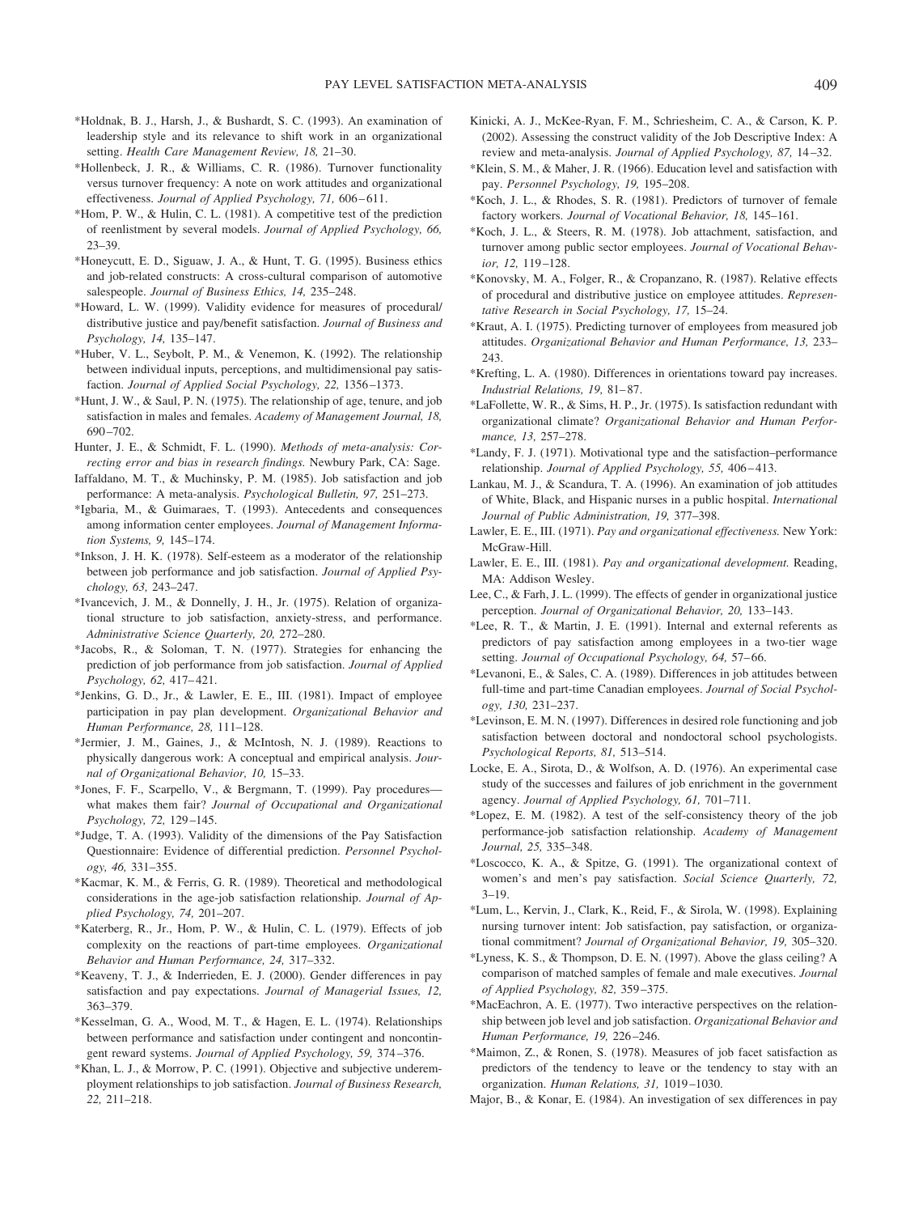*Holdnak, B. J., Harsh, J., & Bushardt, S. C. (1993). An examination of leadership style and its relevance to shift work in an organizational setting. *Health Care Management Review, 18,* 21–30.

*Hollenbeck, J. R., & Williams, C. R. (1986). Turnover functionality versus turnover frequency: A note on work attitudes and organizational effectiveness. *Journal of Applied Psychology, 71,* 606–611.

*Hom, P. W., & Hulin, C. L. (1981). A competitive test of the prediction of reenlistment by several models. *Journal of Applied Psychology, 66,* 23–39.

*Honeycutt, E. D., Siguaw, J. A., & Hunt, T. G. (1995). Business ethics and job-related constructs: A cross-cultural comparison of automotive salespeople. *Journal of Business Ethics, 14,* 235–248.

*Howard, L. W. (1999). Validity evidence for measures of procedural/distributive justice and pay/benefit satisfaction. *Journal of Business and Psychology, 14,* 135–147.

*Huber, V. L., Seybolt, P. M., & Venemon, K. (1992). The relationship between individual inputs, perceptions, and multidimensional pay satisfaction. *Journal of Applied Social Psychology, 22,* 1356–1373.

*Hunt, J. W., & Saul, P. N. (1975). The relationship of age, tenure, and job satisfaction in males and females. *Academy of Management Journal, 18,* 690–702.

Hunter, J. E., & Schmidt, F. L. (1990). *Methods of meta-analysis: Correcting error and bias in research findings.* Newbury Park, CA: Sage.

Iaffaldano, M. T., & Muchinsky, P. M. (1985). Job satisfaction and job performance: A meta-analysis. *Psychological Bulletin, 97,* 251–273.

*Igbaria, M., & Guimaraes, T. (1993). Antecedents and consequences among information center employees. *Journal of Management Information Systems, 9,* 145–174.

*Inkson, J. H. K. (1978). Self-esteem as a moderator of the relationship between job performance and job satisfaction. *Journal of Applied Psychology, 63,* 243–247.

*Ivancevich, J. M., & Donnelly, J. H., Jr. (1975). Relation of organizational structure to job satisfaction, anxiety-stress, and performance. *Administrative Science Quarterly, 20,* 272–280.

*Jacobs, R., & Soloman, T. N. (1977). Strategies for enhancing the prediction of job performance from job satisfaction. *Journal of Applied Psychology, 62,* 417–421.

*Jenkins, G. D., Jr., & Lawler, E. E., III. (1981). Impact of employee participation in pay plan development. *Organizational Behavior and Human Performance, 28,* 111–128.

*Jermier, J. M., Gaines, J., & McIntosh, N. J. (1989). Reactions to physically dangerous work: A conceptual and empirical analysis. *Journal of Organizational Behavior, 10,* 15–33.

*Jones, F. F., Scarpello, V., & Bergmann, T. (1999). Pay procedures—what makes them fair? *Journal of Occupational and Organizational Psychology, 72,* 129–145.

*Judge, T. A. (1993). Validity of the dimensions of the Pay Satisfaction Questionnaire: Evidence of differential prediction. *Personnel Psychology, 46,* 331–355.

*Kacmar, K. M., & Ferris, G. R. (1989). Theoretical and methodological considerations in the age-job satisfaction relationship. *Journal of Applied Psychology, 74,* 201–207.

*Katerberg, R., Jr., Hom, P. W., & Hulin, C. L. (1979). Effects of job complexity on the reactions of part-time employees. *Organizational Behavior and Human Performance, 24,* 317–332.

*Keaveny, T. J., & Inderrieden, E. J. (2000). Gender differences in pay satisfaction and pay expectations. *Journal of Managerial Issues, 12,* 363–379.

*Kesselman, G. A., Wood, M. T., & Hagen, E. L. (1974). Relationships between performance and satisfaction under contingent and noncontingent reward systems. *Journal of Applied Psychology, 59,* 374–376.

*Khan, L. J., & Morrow, P. C. (1991). Objective and subjective underemployment relationships to job satisfaction. *Journal of Business Research, 22,* 211–218.

Kinicki, A. J., McKee-Ryan, F. M., Schriesheim, C. A., & Carson, K. P. (2002). Assessing the construct validity of the Job Descriptive Index: A review and meta-analysis. *Journal of Applied Psychology, 87,* 14–32.

*Klein, S. M., & Maher, J. R. (1966). Education level and satisfaction with pay. *Personnel Psychology, 19,* 195–208.

*Koch, J. L., & Rhodes, S. R. (1981). Predictors of turnover of female factory workers. *Journal of Vocational Behavior, 18,* 145–161.

*Koch, J. L., & Steers, R. M. (1978). Job attachment, satisfaction, and turnover among public sector employees. *Journal of Vocational Behavior, 12,* 119–128.

*Konovsky, M. A., Folger, R., & Cropanzano, R. (1987). Relative effects of procedural and distributive justice on employee attitudes. *Representative Research in Social Psychology, 17,* 15–24.

*Kraut, A. I. (1975). Predicting turnover of employees from measured job attitudes. *Organizational Behavior and Human Performance, 13,* 233–243.

*Krefting, L. A. (1980). Differences in orientations toward pay increases. *Industrial Relations, 19,* 81–87.

*LaFollette, W. R., & Sims, H. P., Jr. (1975). Is satisfaction redundant with organizational climate? *Organizational Behavior and Human Performance, 13,* 257–278.

*Landy, F. J. (1971). Motivational type and the satisfaction–performance relationship. *Journal of Applied Psychology, 55,* 406–413.

Lankau, M. J., & Scandura, T. A. (1996). An examination of job attitudes of White, Black, and Hispanic nurses in a public hospital. *International Journal of Public Administration, 19,* 377–398.

Lawler, E. E., III. (1971). *Pay and organizational effectiveness.* New York: McGraw-Hill.

Lawler, E. E., III. (1981). *Pay and organizational development.* Reading, MA: Addison Wesley.

Lee, C., & Farh, J. L. (1999). The effects of gender in organizational justice perception. *Journal of Organizational Behavior, 20,* 133–143.

*Lee, R. T., & Martin, J. E. (1991). Internal and external referents as predictors of pay satisfaction among employees in a two-tier wage setting. *Journal of Occupational Psychology, 64,* 57–66.

*Levanoni, E., & Sales, C. A. (1989). Differences in job attitudes between full-time and part-time Canadian employees. *Journal of Social Psychology, 130,* 231–237.

*Levinson, E. M. N. (1997). Differences in desired role functioning and job satisfaction between doctoral and nondoctoral school psychologists. *Psychological Reports, 81,* 513–514.

Locke, E. A., Sirota, D., & Wolfson, A. D. (1976). An experimental case study of the successes and failures of job enrichment in the government agency. *Journal of Applied Psychology, 61,* 701–711.

*Lopez, E. M. (1982). A test of the self-consistency theory of the job performance-job satisfaction relationship. *Academy of Management Journal, 25,* 335–348.

*Loscocco, K. A., & Spitze, G. (1991). The organizational context of women's and men's pay satisfaction. *Social Science Quarterly, 72,* 3–19.

*Lum, L., Kervin, J., Clark, K., Reid, F., & Sirola, W. (1998). Explaining nursing turnover intent: Job satisfaction, pay satisfaction, or organizational commitment? *Journal of Organizational Behavior, 19,* 305–320.

*Lyness, K. S., & Thompson, D. E. N. (1997). Above the glass ceiling? A comparison of matched samples of female and male executives. *Journal of Applied Psychology, 82,* 359–375.

*MacEachron, A. E. (1977). Two interactive perspectives on the relationship between job level and job satisfaction. *Organizational Behavior and Human Performance, 19,* 226–246.

*Maimon, Z., & Ronen, S. (1978). Measures of job facet satisfaction as predictors of the tendency to leave or the tendency to stay with an organization. *Human Relations, 31,* 1019–1030.

Major, B., & Konar, E. (1984). An investigation of sex differences in pay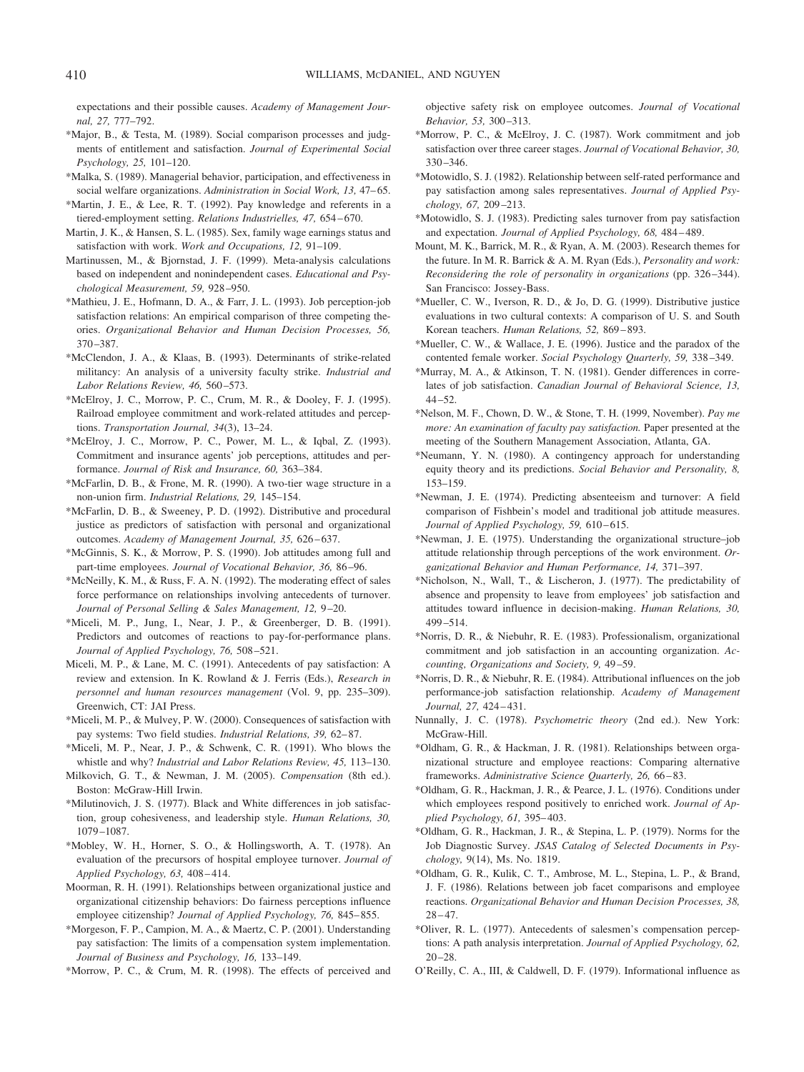expectations and their possible causes. *Academy of Management Journal, 27,* 777–792.

*Major, B., & Testa, M. (1989). Social comparison processes and judgments of entitlement and satisfaction. *Journal of Experimental Social Psychology, 25,* 101–120.

*Malka, S. (1989). Managerial behavior, participation, and effectiveness in social welfare organizations. *Administration in Social Work, 13,* 47–65.

*Martin, J. E., & Lee, R. T. (1992). Pay knowledge and referents in a tiered-employment setting. *Relations Industrielles, 47,* 654–670.

Martin, J. K., & Hansen, S. L. (1985). Sex, family wage earnings status and satisfaction with work. *Work and Occupations, 12,* 91–109.

Martinussen, M., & Bjornstad, J. F. (1999). Meta-analysis calculations based on independent and nonindependent cases. *Educational and Psychological Measurement, 59,* 928–950.

*Mathieu, J. E., Hofmann, D. A., & Farr, J. L. (1993). Job perception-job satisfaction relations: An empirical comparison of three competing theories. *Organizational Behavior and Human Decision Processes, 56,* 370–387.

*McClendon, J. A., & Klaas, B. (1993). Determinants of strike-related militancy: An analysis of a university faculty strike. *Industrial and Labor Relations Review, 46,* 560–573.

*McElroy, J. C., Morrow, P. C., Crum, M. R., & Dooley, F. J. (1995). Railroad employee commitment and work-related attitudes and perceptions. *Transportation Journal, 34*(3), 13–24.

*McElroy, J. C., Morrow, P. C., Power, M. L., & Iqbal, Z. (1993). Commitment and insurance agents' job perceptions, attitudes and performance. *Journal of Risk and Insurance, 60,* 363–384.

*McFarlin, D. B., & Frone, M. R. (1990). A two-tier wage structure in a non-union firm. *Industrial Relations, 29,* 145–154.

*McFarlin, D. B., & Sweeney, P. D. (1992). Distributive and procedural justice as predictors of satisfaction with personal and organizational outcomes. *Academy of Management Journal, 35,* 626–637.

*McGinnis, S. K., & Morrow, P. S. (1990). Job attitudes among full and part-time employees. *Journal of Vocational Behavior, 36,* 86–96.

*McNeilly, K. M., & Russ, F. A. N. (1992). The moderating effect of sales force performance on relationships involving antecedents of turnover. *Journal of Personal Selling & Sales Management, 12,* 9–20.

*Miceli, M. P., Jung, I., Near, J. P., & Greenberger, D. B. (1991). Predictors and outcomes of reactions to pay-for-performance plans. *Journal of Applied Psychology, 76,* 508–521.

Miceli, M. P., & Lane, M. C. (1991). Antecedents of pay satisfaction: A review and extension. In K. Rowland & J. Ferris (Eds.), *Research in personnel and human resources management* (Vol. 9, pp. 235–309). Greenwich, CT: JAI Press.

*Miceli, M. P., & Mulvey, P. W. (2000). Consequences of satisfaction with pay systems: Two field studies. *Industrial Relations, 39,* 62–87.

*Miceli, M. P., Near, J. P., & Schwenk, C. R. (1991). Who blows the whistle and why? *Industrial and Labor Relations Review, 45,* 113–130.

Milkovich, G. T., & Newman, J. M. (2005). *Compensation* (8th ed.). Boston: McGraw-Hill Irwin.

*Milutinovich, J. S. (1977). Black and White differences in job satisfaction, group cohesiveness, and leadership style. *Human Relations, 30,* 1079–1087.

*Mobley, W. H., Horner, S. O., & Hollingsworth, A. T. (1978). An evaluation of the precursors of hospital employee turnover. *Journal of Applied Psychology, 63,* 408–414.

Moorman, R. H. (1991). Relationships between organizational justice and organizational citizenship behaviors: Do fairness perceptions influence employee citizenship? *Journal of Applied Psychology, 76,* 845–855.

*Morgeson, F. P., Campion, M. A., & Maertz, C. P. (2001). Understanding pay satisfaction: The limits of a compensation system implementation. *Journal of Business and Psychology, 16,* 133–149.

*Morrow, P. C., & Crum, M. R. (1998). The effects of perceived and objective safety risk on employee outcomes. *Journal of Vocational Behavior, 53,* 300–313.

*Morrow, P. C., & McElroy, J. C. (1987). Work commitment and job satisfaction over three career stages. *Journal of Vocational Behavior, 30,* 330–346.

*Motowidlo, S. J. (1982). Relationship between self-rated performance and pay satisfaction among sales representatives. *Journal of Applied Psychology, 67,* 209–213.

*Motowidlo, S. J. (1983). Predicting sales turnover from pay satisfaction and expectation. *Journal of Applied Psychology, 68,* 484–489.

Mount, M. K., Barrick, M. R., & Ryan, A. M. (2003). Research themes for the future. In M. R. Barrick & A. M. Ryan (Eds.), *Personality and work: Reconsidering the role of personality in organizations* (pp. 326–344). San Francisco: Jossey-Bass.

*Mueller, C. W., Iverson, R. D., & Jo, D. G. (1999). Distributive justice evaluations in two cultural contexts: A comparison of U. S. and South Korean teachers. *Human Relations, 52,* 869–893.

*Mueller, C. W., & Wallace, J. E. (1996). Justice and the paradox of the contented female worker. *Social Psychology Quarterly, 59,* 338–349.

*Murray, M. A., & Atkinson, T. N. (1981). Gender differences in correlates of job satisfaction. *Canadian Journal of Behavioral Science, 13,* 44–52.

*Nelson, M. F., Chown, D. W., & Stone, T. H. (1999, November). *Pay me more: An examination of faculty pay satisfaction.* Paper presented at the meeting of the Southern Management Association, Atlanta, GA.

*Neumann, Y. N. (1980). A contingency approach for understanding equity theory and its predictions. *Social Behavior and Personality, 8,* 153–159.

*Newman, J. E. (1974). Predicting absenteeism and turnover: A field comparison of Fishbein's model and traditional job attitude measures. *Journal of Applied Psychology, 59,* 610–615.

*Newman, J. E. (1975). Understanding the organizational structure–job attitude relationship through perceptions of the work environment. *Organizational Behavior and Human Performance, 14,* 371–397.

*Nicholson, N., Wall, T., & Lischeron, J. (1977). The predictability of absence and propensity to leave from employees' job satisfaction and attitudes toward influence in decision-making. *Human Relations, 30,* 499–514.

*Norris, D. R., & Niebuhr, R. E. (1983). Professionalism, organizational commitment and job satisfaction in an accounting organization. *Accounting, Organizations and Society, 9,* 49–59.

*Norris, D. R., & Niebuhr, R. E. (1984). Attributional influences on the job performance-job satisfaction relationship. *Academy of Management Journal, 27,* 424–431.

Nunnally, J. C. (1978). *Psychometric theory* (2nd ed.). New York: McGraw-Hill.

*Oldham, G. R., & Hackman, J. R. (1981). Relationships between organizational structure and employee reactions: Comparing alternative frameworks. *Administrative Science Quarterly, 26,* 66–83.

*Oldham, G. R., Hackman, J. R., & Pearce, J. L. (1976). Conditions under which employees respond positively to enriched work. *Journal of Applied Psychology, 61,* 395–403.

*Oldham, G. R., Hackman, J. R., & Stepina, L. P. (1979). Norms for the Job Diagnostic Survey. *JSAS Catalog of Selected Documents in Psychology,* 9(14), Ms. No. 1819.

*Oldham, G. R., Kulik, C. T., Ambrose, M. L., Stepina, L. P., & Brand, J. F. (1986). Relations between job facet comparisons and employee reactions. *Organizational Behavior and Human Decision Processes, 38,* 28–47.

*Oliver, R. L. (1977). Antecedents of salesmen's compensation perceptions: A path analysis interpretation. *Journal of Applied Psychology, 62,* 20–28.

O'Reilly, C. A., III, & Caldwell, D. F. (1979). Informational influence as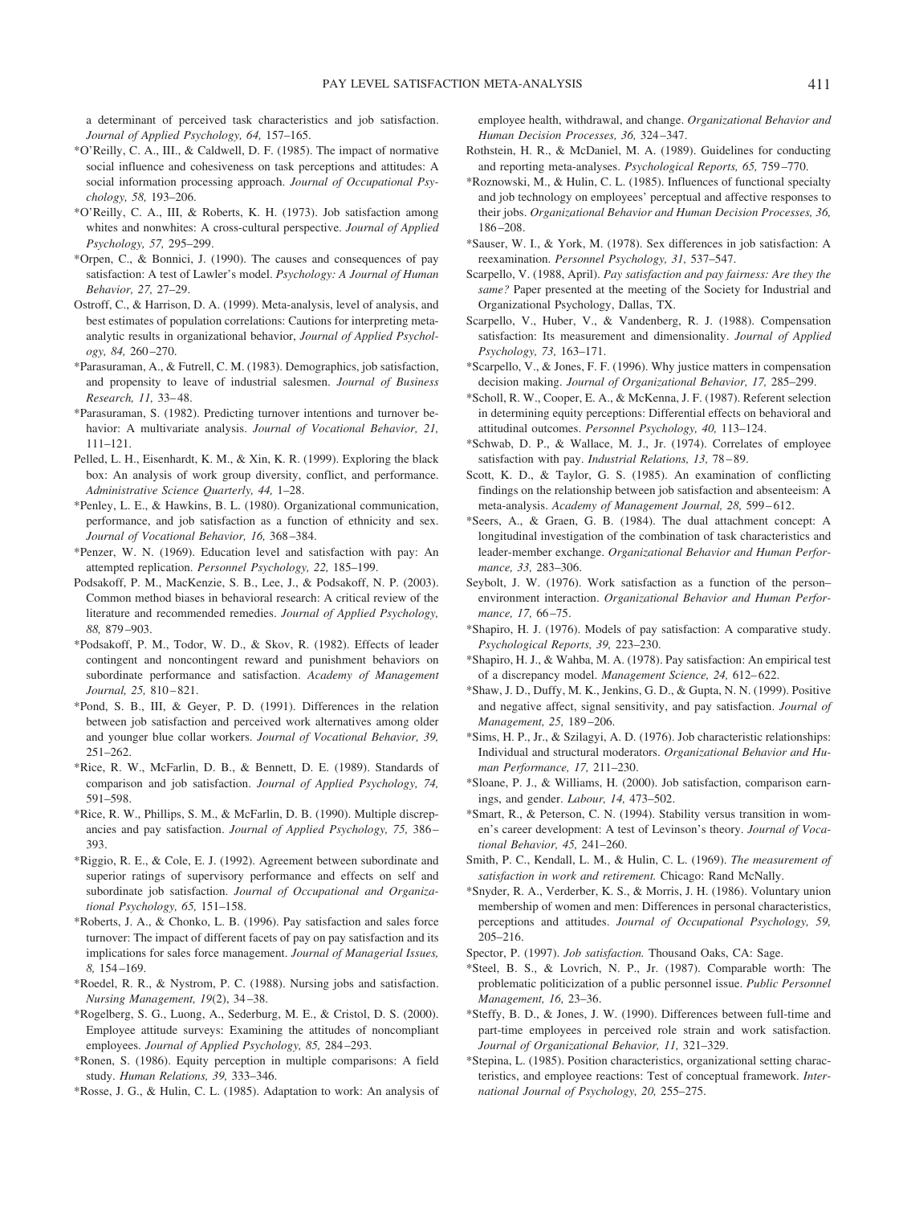a determinant of perceived task characteristics and job satisfaction. *Journal of Applied Psychology, 64,* 157–165.

*O'Reilly, C. A., III., & Caldwell, D. F. (1985). The impact of normative social influence and cohesiveness on task perceptions and attitudes: A social information processing approach. *Journal of Occupational Psychology, 58,* 193–206.

*O'Reilly, C. A., III, & Roberts, K. H. (1973). Job satisfaction among whites and nonwhites: A cross-cultural perspective. *Journal of Applied Psychology, 57,* 295–299.

*Orpen, C., & Bonnici, J. (1990). The causes and consequences of pay satisfaction: A test of Lawler's model. *Psychology: A Journal of Human Behavior, 27,* 27–29.

Ostroff, C., & Harrison, D. A. (1999). Meta-analysis, level of analysis, and best estimates of population correlations: Cautions for interpreting meta-analytic results in organizational behavior, *Journal of Applied Psychology, 84,* 260–270.

*Parasuraman, A., & Futrell, C. M. (1983). Demographics, job satisfaction, and propensity to leave of industrial salesmen. *Journal of Business Research, 11,* 33–48.

*Parasuraman, S. (1982). Predicting turnover intentions and turnover behavior: A multivariate analysis. *Journal of Vocational Behavior, 21,* 111–121.

Pelled, L. H., Eisenhardt, K. M., & Xin, K. R. (1999). Exploring the black box: An analysis of work group diversity, conflict, and performance. *Administrative Science Quarterly, 44,* 1–28.

*Penley, L. E., & Hawkins, B. L. (1980). Organizational communication, performance, and job satisfaction as a function of ethnicity and sex. *Journal of Vocational Behavior, 16,* 368–384.

*Penzer, W. N. (1969). Education level and satisfaction with pay: An attempted replication. *Personnel Psychology, 22,* 185–199.

Podsakoff, P. M., MacKenzie, S. B., Lee, J., & Podsakoff, N. P. (2003). Common method biases in behavioral research: A critical review of the literature and recommended remedies. *Journal of Applied Psychology, 88,* 879–903.

*Podsakoff, P. M., Todor, W. D., & Skov, R. (1982). Effects of leader contingent and noncontingent reward and punishment behaviors on subordinate performance and satisfaction. *Academy of Management Journal, 25,* 810–821.

*Pond, S. B., III, & Geyer, P. D. (1991). Differences in the relation between job satisfaction and perceived work alternatives among older and younger blue collar workers. *Journal of Vocational Behavior, 39,* 251–262.

*Rice, R. W., McFarlin, D. B., & Bennett, D. E. (1989). Standards of comparison and job satisfaction. *Journal of Applied Psychology, 74,* 591–598.

*Rice, R. W., Phillips, S. M., & McFarlin, D. B. (1990). Multiple discrepancies and pay satisfaction. *Journal of Applied Psychology, 75,* 386–393.

*Riggio, R. E., & Cole, E. J. (1992). Agreement between subordinate and superior ratings of supervisory performance and effects on self and subordinate job satisfaction. *Journal of Occupational and Organizational Psychology, 65,* 151–158.

*Roberts, J. A., & Chonko, L. B. (1996). Pay satisfaction and sales force turnover: The impact of different facets of pay on pay satisfaction and its implications for sales force management. *Journal of Managerial Issues, 8,* 154–169.

*Roedel, R. R., & Nystrom, P. C. (1988). Nursing jobs and satisfaction. *Nursing Management, 19*(2), 34–38.

*Rogelberg, S. G., Luong, A., Sederburg, M. E., & Cristol, D. S. (2000). Employee attitude surveys: Examining the attitudes of noncompliant employees. *Journal of Applied Psychology, 85,* 284–293.

*Ronen, S. (1986). Equity perception in multiple comparisons: A field study. *Human Relations, 39,* 333–346.

*Rosse, J. G., & Hulin, C. L. (1985). Adaptation to work: An analysis of employee health, withdrawal, and change. *Organizational Behavior and Human Decision Processes, 36,* 324–347.

Rothstein, H. R., & McDaniel, M. A. (1989). Guidelines for conducting and reporting meta-analyses. *Psychological Reports, 65,* 759–770.

*Roznowski, M., & Hulin, C. L. (1985). Influences of functional specialty and job technology on employees' perceptual and affective responses to their jobs. *Organizational Behavior and Human Decision Processes, 36,* 186–208.

*Sauser, W. I., & York, M. (1978). Sex differences in job satisfaction: A reexamination. *Personnel Psychology, 31,* 537–547.

Scarpello, V. (1988, April). *Pay satisfaction and pay fairness: Are they the same?* Paper presented at the meeting of the Society for Industrial and Organizational Psychology, Dallas, TX.

Scarpello, V., Huber, V., & Vandenberg, R. J. (1988). Compensation satisfaction: Its measurement and dimensionality. *Journal of Applied Psychology, 73,* 163–171.

*Scarpello, V., & Jones, F. F. (1996). Why justice matters in compensation decision making. *Journal of Organizational Behavior, 17,* 285–299.

*Scholl, R. W., Cooper, E. A., & McKenna, J. F. (1987). Referent selection in determining equity perceptions: Differential effects on behavioral and attitudinal outcomes. *Personnel Psychology, 40,* 113–124.

*Schwab, D. P., & Wallace, M. J., Jr. (1974). Correlates of employee satisfaction with pay. *Industrial Relations, 13,* 78–89.

Scott, K. D., & Taylor, G. S. (1985). An examination of conflicting findings on the relationship between job satisfaction and absenteeism: A meta-analysis. *Academy of Management Journal, 28,* 599–612.

*Seers, A., & Graen, G. B. (1984). The dual attachment concept: A longitudinal investigation of the combination of task characteristics and leader-member exchange. *Organizational Behavior and Human Performance, 33,* 283–306.

Seybolt, J. W. (1976). Work satisfaction as a function of the person–environment interaction. *Organizational Behavior and Human Performance, 17,* 66–75.

*Shapiro, H. J. (1976). Models of pay satisfaction: A comparative study. *Psychological Reports, 39,* 223–230.

*Shapiro, H. J., & Wahba, M. A. (1978). Pay satisfaction: An empirical test of a discrepancy model. *Management Science, 24,* 612–622.

*Shaw, J. D., Duffy, M. K., Jenkins, G. D., & Gupta, N. N. (1999). Positive and negative affect, signal sensitivity, and pay satisfaction. *Journal of Management, 25,* 189–206.

*Sims, H. P., Jr., & Szilagyi, A. D. (1976). Job characteristic relationships: Individual and structural moderators. *Organizational Behavior and Human Performance, 17,* 211–230.

*Sloane, P. J., & Williams, H. (2000). Job satisfaction, comparison earnings, and gender. *Labour, 14,* 473–502.

*Smart, R., & Peterson, C. N. (1994). Stability versus transition in women's career development: A test of Levinson's theory. *Journal of Vocational Behavior, 45,* 241–260.

Smith, P. C., Kendall, L. M., & Hulin, C. L. (1969). *The measurement of satisfaction in work and retirement.* Chicago: Rand McNally.

*Snyder, R. A., Verderber, K. S., & Morris, J. H. (1986). Voluntary union membership of women and men: Differences in personal characteristics, perceptions and attitudes. *Journal of Occupational Psychology, 59,* 205–216.

Spector, P. (1997). *Job satisfaction.* Thousand Oaks, CA: Sage.

*Steel, B. S., & Lovrich, N. P., Jr. (1987). Comparable worth: The problematic politicization of a public personnel issue. *Public Personnel Management, 16,* 23–36.

*Steffy, B. D., & Jones, J. W. (1990). Differences between full-time and part-time employees in perceived role strain and work satisfaction. *Journal of Organizational Behavior, 11,* 321–329.

*Stepina, L. (1985). Position characteristics, organizational setting characteristics, and employee reactions: Test of conceptual framework. *International Journal of Psychology, 20,* 255–275.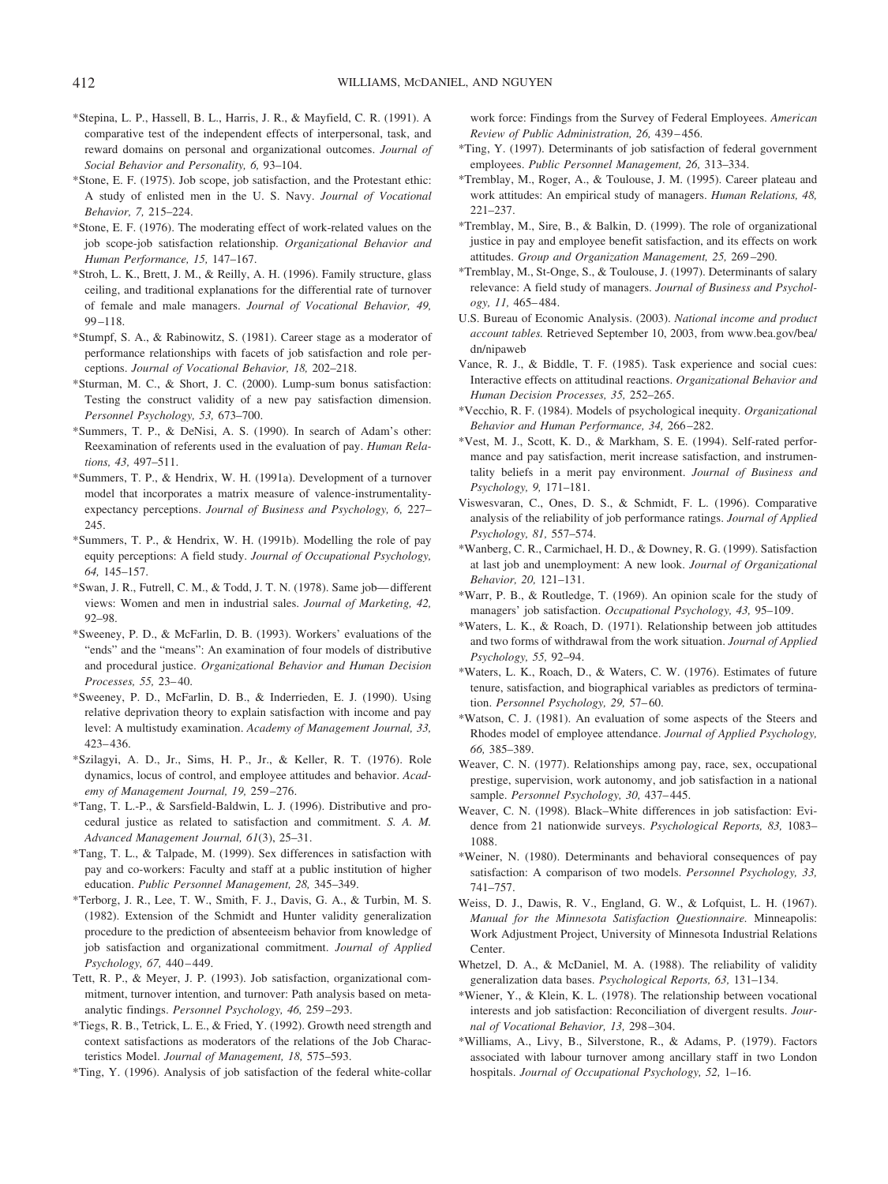*Stepina, L. P., Hassell, B. L., Harris, J. R., & Mayfield, C. R. (1991). A comparative test of the independent effects of interpersonal, task, and reward domains on personal and organizational outcomes. *Journal of Social Behavior and Personality, 6,* 93–104.

*Stone, E. F. (1975). Job scope, job satisfaction, and the Protestant ethic: A study of enlisted men in the U. S. Navy. *Journal of Vocational Behavior, 7,* 215–224.

*Stone, E. F. (1976). The moderating effect of work-related values on the job scope-job satisfaction relationship. *Organizational Behavior and Human Performance, 15,* 147–167.

*Stroh, L. K., Brett, J. M., & Reilly, A. H. (1996). Family structure, glass ceiling, and traditional explanations for the differential rate of turnover of female and male managers. *Journal of Vocational Behavior, 49,* 99–118.

*Stumpf, S. A., & Rabinowitz, S. (1981). Career stage as a moderator of performance relationships with facets of job satisfaction and role perceptions. *Journal of Vocational Behavior, 18,* 202–218.

*Sturman, M. C., & Short, J. C. (2000). Lump-sum bonus satisfaction: Testing the construct validity of a new pay satisfaction dimension. *Personnel Psychology, 53,* 673–700.

*Summers, T. P., & DeNisi, A. S. (1990). In search of Adam's other: Reexamination of referents used in the evaluation of pay. *Human Relations, 43,* 497–511.

*Summers, T. P., & Hendrix, W. H. (1991a). Development of a turnover model that incorporates a matrix measure of valence-instrumentality-expectancy perceptions. *Journal of Business and Psychology, 6,* 227–245.

*Summers, T. P., & Hendrix, W. H. (1991b). Modelling the role of pay equity perceptions: A field study. *Journal of Occupational Psychology, 64,* 145–157.

*Swan, J. R., Futrell, C. M., & Todd, J. T. N. (1978). Same job—different views: Women and men in industrial sales. *Journal of Marketing, 42,* 92–98.

*Sweeney, P. D., & McFarlin, D. B. (1993). Workers' evaluations of the "ends" and the "means": An examination of four models of distributive and procedural justice. *Organizational Behavior and Human Decision Processes, 55,* 23–40.

*Sweeney, P. D., McFarlin, D. B., & Inderrieden, E. J. (1990). Using relative deprivation theory to explain satisfaction with income and pay level: A multistudy examination. *Academy of Management Journal, 33,* 423–436.

*Szilagyi, A. D., Jr., Sims, H. P., Jr., & Keller, R. T. (1976). Role dynamics, locus of control, and employee attitudes and behavior. *Academy of Management Journal, 19,* 259–276.

*Tang, T. L.-P., & Sarsfield-Baldwin, L. J. (1996). Distributive and procedural justice as related to satisfaction and commitment. *S. A. M. Advanced Management Journal, 61*(3), 25–31.

*Tang, T. L., & Talpade, M. (1999). Sex differences in satisfaction with pay and co-workers: Faculty and staff at a public institution of higher education. *Public Personnel Management, 28,* 345–349.

*Terborg, J. R., Lee, T. W., Smith, F. J., Davis, G. A., & Turbin, M. S. (1982). Extension of the Schmidt and Hunter validity generalization procedure to the prediction of absenteeism behavior from knowledge of job satisfaction and organizational commitment. *Journal of Applied Psychology, 67,* 440–449.

Tett, R. P., & Meyer, J. P. (1993). Job satisfaction, organizational commitment, turnover intention, and turnover: Path analysis based on meta-analytic findings. *Personnel Psychology, 46,* 259–293.

*Tiegs, R. B., Tetrick, L. E., & Fried, Y. (1992). Growth need strength and context satisfactions as moderators of the relations of the Job Characteristics Model. *Journal of Management, 18,* 575–593.

*Ting, Y. (1996). Analysis of job satisfaction of the federal white-collar work force: Findings from the Survey of Federal Employees. *American Review of Public Administration, 26,* 439–456.

*Ting, Y. (1997). Determinants of job satisfaction of federal government employees. *Public Personnel Management, 26,* 313–334.

*Tremblay, M., Roger, A., & Toulouse, J. M. (1995). Career plateau and work attitudes: An empirical study of managers. *Human Relations, 48,* 221–237.

*Tremblay, M., Sire, B., & Balkin, D. (1999). The role of organizational justice in pay and employee benefit satisfaction, and its effects on work attitudes. *Group and Organization Management, 25,* 269–290.

*Tremblay, M., St-Onge, S., & Toulouse, J. (1997). Determinants of salary relevance: A field study of managers. *Journal of Business and Psychology, 11,* 465–484.

U.S. Bureau of Economic Analysis. (2003). *National income and product account tables.* Retrieved September 10, 2003, from www.bea.gov/bea/dn/nipaweb

Vance, R. J., & Biddle, T. F. (1985). Task experience and social cues: Interactive effects on attitudinal reactions. *Organizational Behavior and Human Decision Processes, 35,* 252–265.

*Vecchio, R. F. (1984). Models of psychological inequity. *Organizational Behavior and Human Performance, 34,* 266–282.

*Vest, M. J., Scott, K. D., & Markham, S. E. (1994). Self-rated performance and pay satisfaction, merit increase satisfaction, and instrumentality beliefs in a merit pay environment. *Journal of Business and Psychology, 9,* 171–181.

Viswesvaran, C., Ones, D. S., & Schmidt, F. L. (1996). Comparative analysis of the reliability of job performance ratings. *Journal of Applied Psychology, 81,* 557–574.

*Wanberg, C. R., Carmichael, H. D., & Downey, R. G. (1999). Satisfaction at last job and unemployment: A new look. *Journal of Organizational Behavior, 20,* 121–131.

*Warr, P. B., & Routledge, T. (1969). An opinion scale for the study of managers' job satisfaction. *Occupational Psychology, 43,* 95–109.

*Waters, L. K., & Roach, D. (1971). Relationship between job attitudes and two forms of withdrawal from the work situation. *Journal of Applied Psychology, 55,* 92–94.

*Waters, L. K., Roach, D., & Waters, C. W. (1976). Estimates of future tenure, satisfaction, and biographical variables as predictors of termination. *Personnel Psychology, 29,* 57–60.

*Watson, C. J. (1981). An evaluation of some aspects of the Steers and Rhodes model of employee attendance. *Journal of Applied Psychology, 66,* 385–389.

Weaver, C. N. (1977). Relationships among pay, race, sex, occupational prestige, supervision, work autonomy, and job satisfaction in a national sample. *Personnel Psychology, 30,* 437–445.

Weaver, C. N. (1998). Black–White differences in job satisfaction: Evidence from 21 nationwide surveys. *Psychological Reports, 83,* 1083–1088.

*Weiner, N. (1980). Determinants and behavioral consequences of pay satisfaction: A comparison of two models. *Personnel Psychology, 33,* 741–757.

Weiss, D. J., Dawis, R. V., England, G. W., & Lofquist, L. H. (1967). *Manual for the Minnesota Satisfaction Questionnaire.* Minneapolis: Work Adjustment Project, University of Minnesota Industrial Relations Center.

Whetzel, D. A., & McDaniel, M. A. (1988). The reliability of validity generalization data bases. *Psychological Reports, 63,* 131–134.

*Wiener, Y., & Klein, K. L. (1978). The relationship between vocational interests and job satisfaction: Reconciliation of divergent results. *Journal of Vocational Behavior, 13,* 298–304.

*Williams, A., Livy, B., Silverstone, R., & Adams, P. (1979). Factors associated with labour turnover among ancillary staff in two London hospitals. *Journal of Occupational Psychology, 52,* 1–16.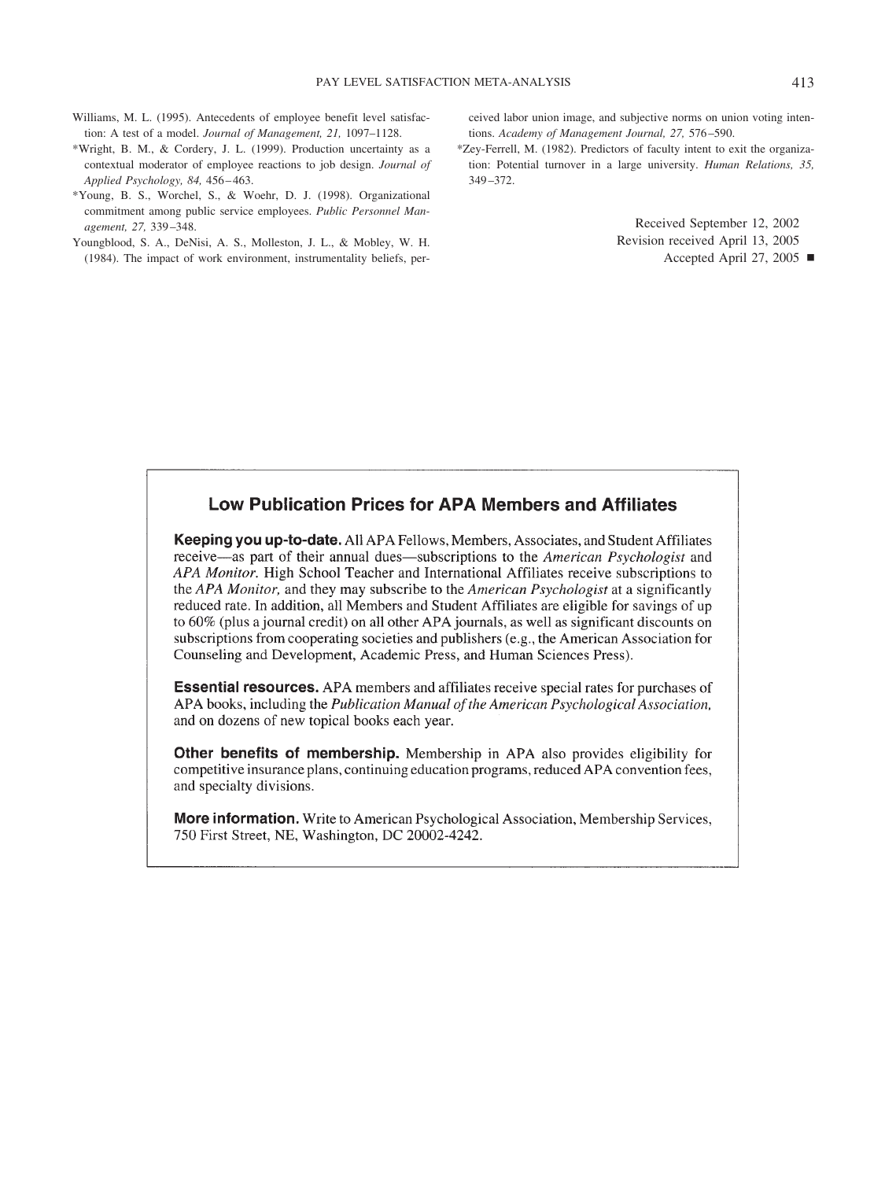Williams, M. L. (1995). Antecedents of employee benefit level satisfaction: A test of a model. *Journal of Management, 21,* 1097–1128.

*Wright, B. M., & Cordery, J. L. (1999). Production uncertainty as a contextual moderator of employee reactions to job design. *Journal of Applied Psychology, 84,* 456–463.

*Young, B. S., Worchel, S., & Woehr, D. J. (1998). Organizational commitment among public service employees. *Public Personnel Management, 27,* 339–348.

Youngblood, S. A., DeNisi, A. S., Molleston, J. L., & Mobley, W. H. (1984). The impact of work environment, instrumentality beliefs, perceived labor union image, and subjective norms on union voting intentions. *Academy of Management Journal, 27,* 576–590.

*Zey-Ferrell, M. (1982). Predictors of faculty intent to exit the organization: Potential turnover in a large university. *Human Relations, 35,* 349–372.

Received September 12, 2002
Revision received April 13, 2005
Accepted April 27, 2005 ■

## Low Publication Prices for APA Members and Affiliates

**Keeping you up-to-date.** All APA Fellows, Members, Associates, and Student Affiliates receive—as part of their annual dues—subscriptions to the *American Psychologist* and *APA Monitor.* High School Teacher and International Affiliates receive subscriptions to the *APA Monitor,* and they may subscribe to the *American Psychologist* at a significantly reduced rate. In addition, all Members and Student Affiliates are eligible for savings of up to 60% (plus a journal credit) on all other APA journals, as well as significant discounts on subscriptions from cooperating societies and publishers (e.g., the American Association for Counseling and Development, Academic Press, and Human Sciences Press).

**Essential resources.** APA members and affiliates receive special rates for purchases of APA books, including the *Publication Manual of the American Psychological Association,* and on dozens of new topical books each year.

**Other benefits of membership.** Membership in APA also provides eligibility for competitive insurance plans, continuing education programs, reduced APA convention fees, and specialty divisions.

**More information.** Write to American Psychological Association, Membership Services, 750 First Street, NE, Washington, DC 20002-4242.